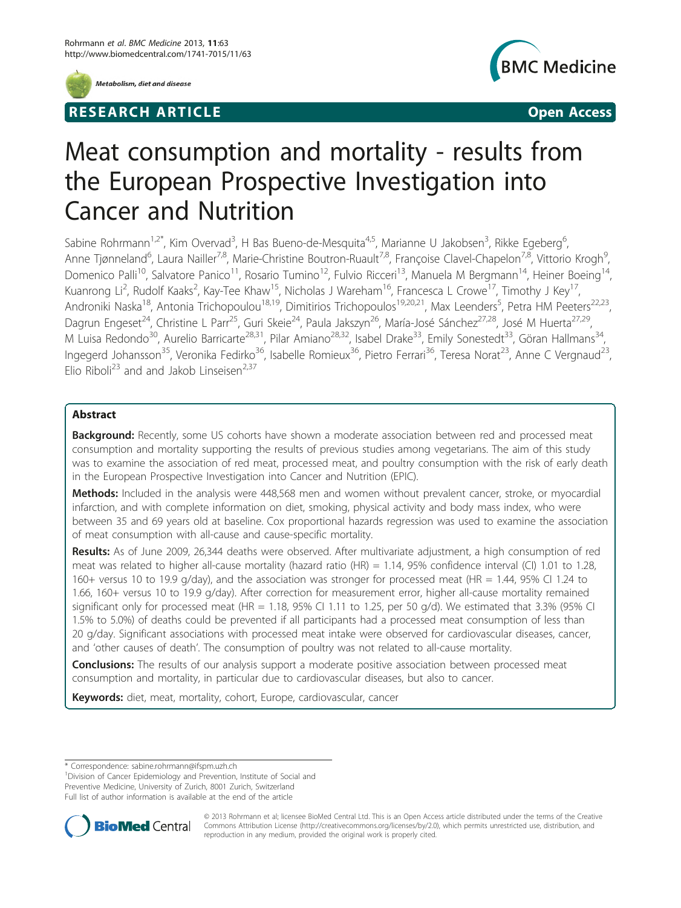Metabolism, diet and disease

RESEARCH ARTICLE

Open Access

# Meat consumption and mortality - results from the European Prospective Investigation into Cancer and Nutrition

Sabine Rohrmann[1,2*], Kim Overvad[3], H Bas Bueno-de-Mesquita[4,5], Marianne U Jakobsen[3], Rikke Egeberg[6], Anne Tjønneland[6], Laura Nailler[7,8], Marie-Christine Boutron-Ruault[7,8], Françoise Clavel-Chapelon[7,8], Vittorio Krogh[9], Domenico Palli[10], Salvatore Panico[11], Rosario Tumino[12], Fulvio Ricceri[13], Manuela M Bergmann[14], Heiner Boeing[14], Kuanrong Li[2], Rudolf Kaaks[2], Kay-Tee Khaw[15], Nicholas J Wareham[16], Francesca L Crowe[17], Timothy J Key[17], Androniki Naska[18], Antonia Trichopoulou[18,19], Dimitirios Trichopoulos[19,20,21], Max Leenders[5], Petra HM Peeters[22,23], Dagrun Engeset[24], Christine L Parr[25], Guri Skeie[24], Paula Jakszyn[26], María-José Sánchez[27,28], José M Huerta[27,29], M Luisa Redondo[30], Aurelio Barricarte[28,31], Pilar Amiano[28,32], Isabel Drake[33], Emily Sonestedt[33], Göran Hallmans[34], Ingegerd Johansson[35], Veronika Fedirko[36], Isabelle Romieux[36], Pietro Ferrari[36], Teresa Norat[23], Anne C Vergnaud[23], Elio Riboli[23] and and Jakob Linseisen[2,37]

## Abstract

**Background:** Recently, some US cohorts have shown a moderate association between red and processed meat consumption and mortality supporting the results of previous studies among vegetarians. The aim of this study was to examine the association of red meat, processed meat, and poultry consumption with the risk of early death in the European Prospective Investigation into Cancer and Nutrition (EPIC).

**Methods:** Included in the analysis were 448,568 men and women without prevalent cancer, stroke, or myocardial infarction, and with complete information on diet, smoking, physical activity and body mass index, who were between 35 and 69 years old at baseline. Cox proportional hazards regression was used to examine the association of meat consumption with all-cause and cause-specific mortality.

**Results:** As of June 2009, 26,344 deaths were observed. After multivariate adjustment, a high consumption of red meat was related to higher all-cause mortality (hazard ratio (HR) = 1.14, 95% confidence interval (CI) 1.01 to 1.28, 160+ versus 10 to 19.9 g/day), and the association was stronger for processed meat (HR = 1.44, 95% CI 1.24 to 1.66, 160+ versus 10 to 19.9 g/day). After correction for measurement error, higher all-cause mortality remained significant only for processed meat (HR = 1.18, 95% CI 1.11 to 1.25, per 50 g/d). We estimated that 3.3% (95% CI 1.5% to 5.0%) of deaths could be prevented if all participants had a processed meat consumption of less than 20 g/day. Significant associations with processed meat intake were observed for cardiovascular diseases, cancer, and 'other causes of death'. The consumption of poultry was not related to all-cause mortality.

**Conclusions:** The results of our analysis support a moderate positive association between processed meat consumption and mortality, in particular due to cardiovascular diseases, but also to cancer.

**Keywords:** diet, meat, mortality, cohort, Europe, cardiovascular, cancer

* Correspondence: sabine.rohrmann@ifspm.uzh.ch
[1]Division of Cancer Epidemiology and Prevention, Institute of Social and Preventive Medicine, University of Zurich, 8001 Zurich, Switzerland
Full list of author information is available at the end of the article

© 2013 Rohrmann et al; licensee BioMed Central Ltd. This is an Open Access article distributed under the terms of the Creative Commons Attribution License (http://creativecommons.org/licenses/by/2.0), which permits unrestricted use, distribution, and reproduction in any medium, provided the original work is properly cited.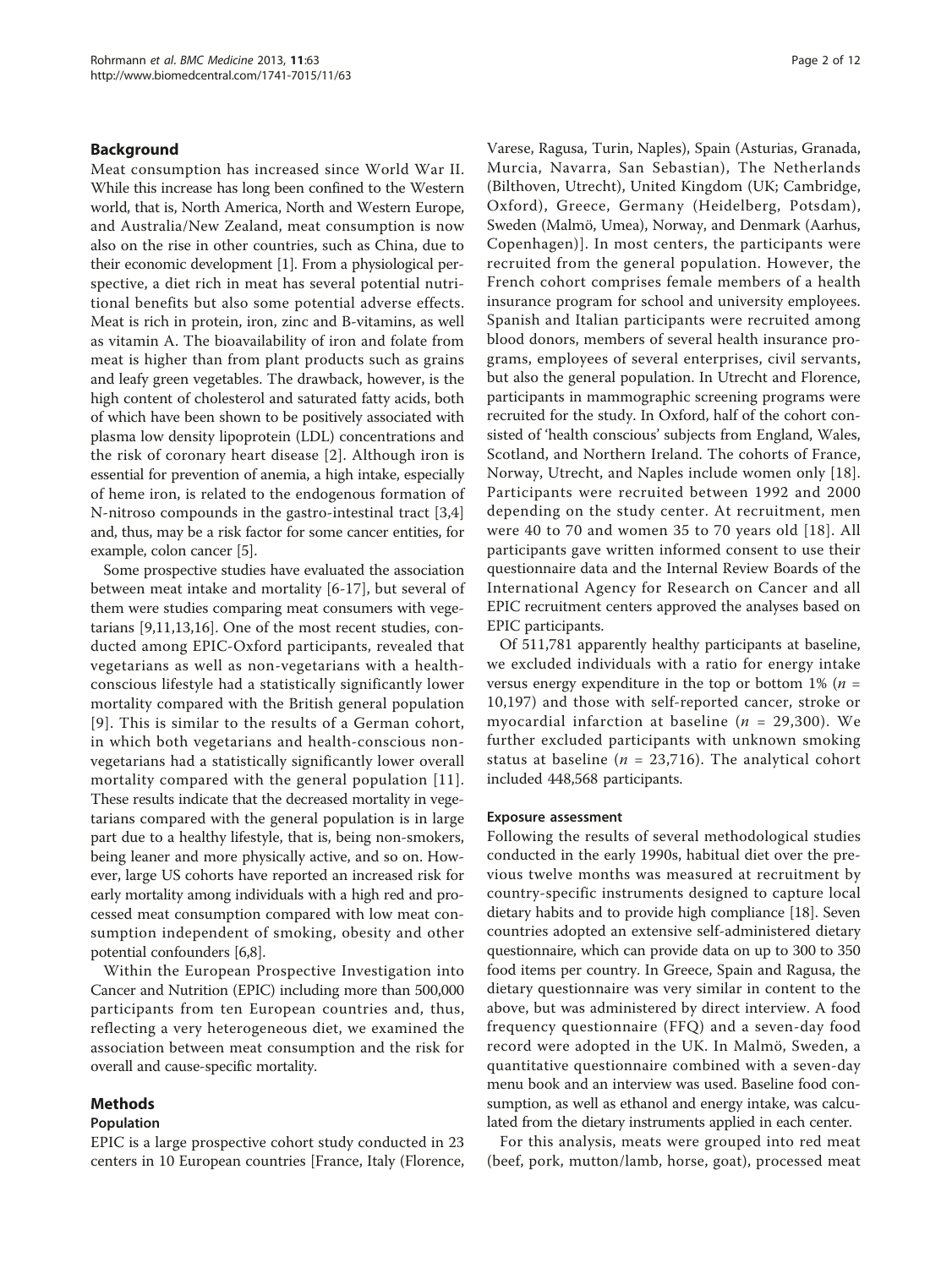## Background

Meat consumption has increased since World War II. While this increase has long been confined to the Western world, that is, North America, North and Western Europe, and Australia/New Zealand, meat consumption is now also on the rise in other countries, such as China, due to their economic development [1]. From a physiological perspective, a diet rich in meat has several potential nutritional benefits but also some potential adverse effects. Meat is rich in protein, iron, zinc and B-vitamins, as well as vitamin A. The bioavailability of iron and folate from meat is higher than from plant products such as grains and leafy green vegetables. The drawback, however, is the high content of cholesterol and saturated fatty acids, both of which have been shown to be positively associated with plasma low density lipoprotein (LDL) concentrations and the risk of coronary heart disease [2]. Although iron is essential for prevention of anemia, a high intake, especially of heme iron, is related to the endogenous formation of N-nitroso compounds in the gastro-intestinal tract [3,4] and, thus, may be a risk factor for some cancer entities, for example, colon cancer [5].

Some prospective studies have evaluated the association between meat intake and mortality [6-17], but several of them were studies comparing meat consumers with vegetarians [9,11,13,16]. One of the most recent studies, conducted among EPIC-Oxford participants, revealed that vegetarians as well as non-vegetarians with a health-conscious lifestyle had a statistically significantly lower mortality compared with the British general population [9]. This is similar to the results of a German cohort, in which both vegetarians and health-conscious non-vegetarians had a statistically significantly lower overall mortality compared with the general population [11]. These results indicate that the decreased mortality in vegetarians compared with the general population is in large part due to a healthy lifestyle, that is, being non-smokers, being leaner and more physically active, and so on. However, large US cohorts have reported an increased risk for early mortality among individuals with a high red and processed meat consumption compared with low meat consumption independent of smoking, obesity and other potential confounders [6,8].

Within the European Prospective Investigation into Cancer and Nutrition (EPIC) including more than 500,000 participants from ten European countries and, thus, reflecting a very heterogeneous diet, we examined the association between meat consumption and the risk for overall and cause-specific mortality.

## Methods

### Population

EPIC is a large prospective cohort study conducted in 23 centers in 10 European countries [France, Italy (Florence, Varese, Ragusa, Turin, Naples), Spain (Asturias, Granada, Murcia, Navarra, San Sebastian), The Netherlands (Bilthoven, Utrecht), United Kingdom (UK; Cambridge, Oxford), Greece, Germany (Heidelberg, Potsdam), Sweden (Malmö, Umea), Norway, and Denmark (Aarhus, Copenhagen)]. In most centers, the participants were recruited from the general population. However, the French cohort comprises female members of a health insurance program for school and university employees. Spanish and Italian participants were recruited among blood donors, members of several health insurance programs, employees of several enterprises, civil servants, but also the general population. In Utrecht and Florence, participants in mammographic screening programs were recruited for the study. In Oxford, half of the cohort consisted of 'health conscious' subjects from England, Wales, Scotland, and Northern Ireland. The cohorts of France, Norway, Utrecht, and Naples include women only [18]. Participants were recruited between 1992 and 2000 depending on the study center. At recruitment, men were 40 to 70 and women 35 to 70 years old [18]. All participants gave written informed consent to use their questionnaire data and the Internal Review Boards of the International Agency for Research on Cancer and all EPIC recruitment centers approved the analyses based on EPIC participants.

Of 511,781 apparently healthy participants at baseline, we excluded individuals with a ratio for energy intake versus energy expenditure in the top or bottom 1% ($n$ = 10,197) and those with self-reported cancer, stroke or myocardial infarction at baseline ($n$ = 29,300). We further excluded participants with unknown smoking status at baseline ($n$ = 23,716). The analytical cohort included 448,568 participants.

### Exposure assessment

Following the results of several methodological studies conducted in the early 1990s, habitual diet over the previous twelve months was measured at recruitment by country-specific instruments designed to capture local dietary habits and to provide high compliance [18]. Seven countries adopted an extensive self-administered dietary questionnaire, which can provide data on up to 300 to 350 food items per country. In Greece, Spain and Ragusa, the dietary questionnaire was very similar in content to the above, but was administered by direct interview. A food frequency questionnaire (FFQ) and a seven-day food record were adopted in the UK. In Malmö, Sweden, a quantitative questionnaire combined with a seven-day menu book and an interview was used. Baseline food consumption, as well as ethanol and energy intake, was calculated from the dietary instruments applied in each center.

For this analysis, meats were grouped into red meat (beef, pork, mutton/lamb, horse, goat), processed meat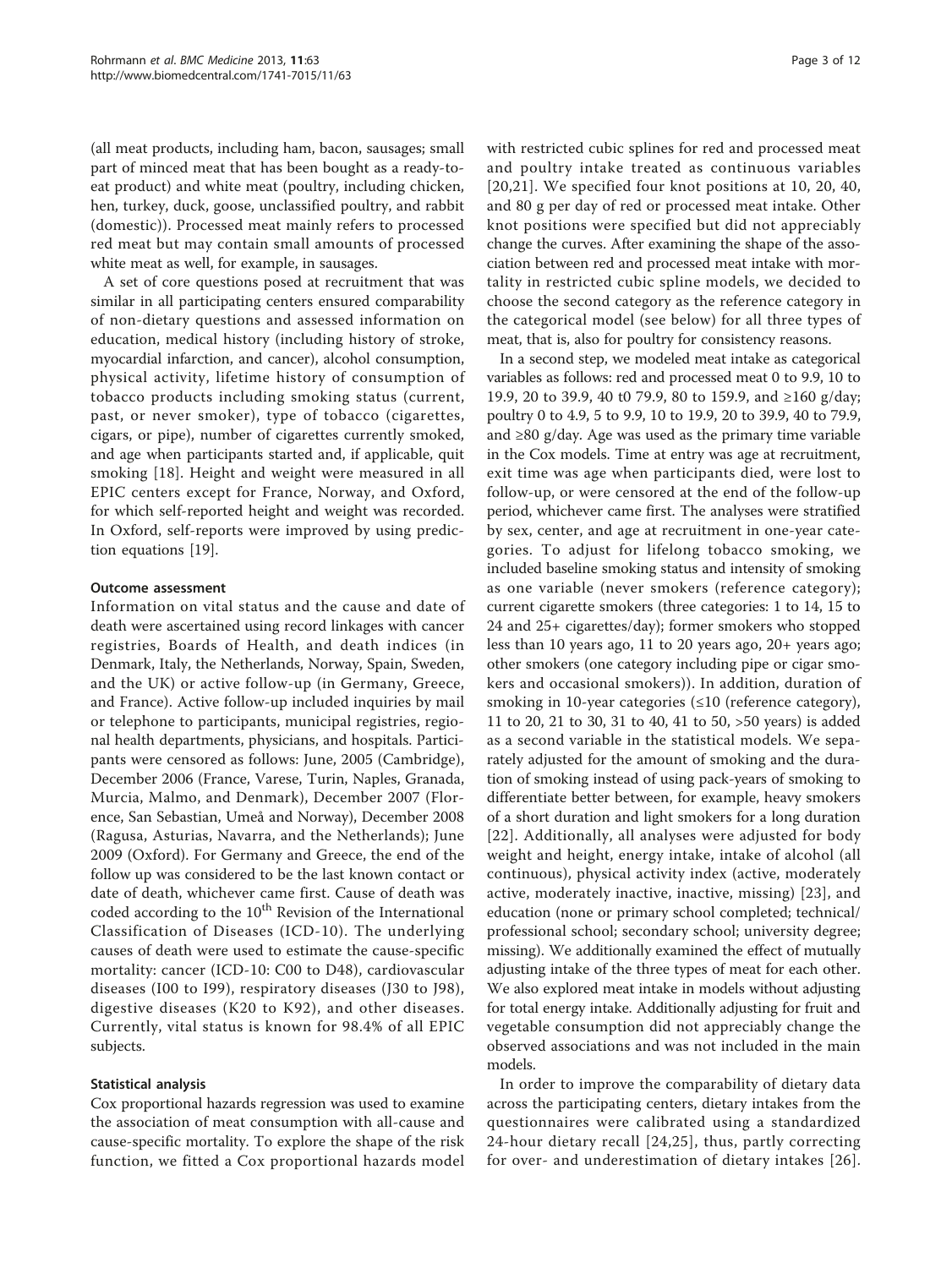(all meat products, including ham, bacon, sausages; small part of minced meat that has been bought as a ready-to-eat product) and white meat (poultry, including chicken, hen, turkey, duck, goose, unclassified poultry, and rabbit (domestic)). Processed meat mainly refers to processed red meat but may contain small amounts of processed white meat as well, for example, in sausages.

A set of core questions posed at recruitment that was similar in all participating centers ensured comparability of non-dietary questions and assessed information on education, medical history (including history of stroke, myocardial infarction, and cancer), alcohol consumption, physical activity, lifetime history of consumption of tobacco products including smoking status (current, past, or never smoker), type of tobacco (cigarettes, cigars, or pipe), number of cigarettes currently smoked, and age when participants started and, if applicable, quit smoking [18]. Height and weight were measured in all EPIC centers except for France, Norway, and Oxford, for which self-reported height and weight was recorded. In Oxford, self-reports were improved by using prediction equations [19].

#### Outcome assessment

Information on vital status and the cause and date of death were ascertained using record linkages with cancer registries, Boards of Health, and death indices (in Denmark, Italy, the Netherlands, Norway, Spain, Sweden, and the UK) or active follow-up (in Germany, Greece, and France). Active follow-up included inquiries by mail or telephone to participants, municipal registries, regional health departments, physicians, and hospitals. Participants were censored as follows: June, 2005 (Cambridge), December 2006 (France, Varese, Turin, Naples, Granada, Murcia, Malmo, and Denmark), December 2007 (Florence, San Sebastian, Umeå and Norway), December 2008 (Ragusa, Asturias, Navarra, and the Netherlands); June 2009 (Oxford). For Germany and Greece, the end of the follow up was considered to be the last known contact or date of death, whichever came first. Cause of death was coded according to the 10th Revision of the International Classification of Diseases (ICD-10). The underlying causes of death were used to estimate the cause-specific mortality: cancer (ICD-10: C00 to D48), cardiovascular diseases (I00 to I99), respiratory diseases (J30 to J98), digestive diseases (K20 to K92), and other diseases. Currently, vital status is known for 98.4% of all EPIC subjects.

#### Statistical analysis

Cox proportional hazards regression was used to examine the association of meat consumption with all-cause and cause-specific mortality. To explore the shape of the risk function, we fitted a Cox proportional hazards model with restricted cubic splines for red and processed meat and poultry intake treated as continuous variables [20,21]. We specified four knot positions at 10, 20, 40, and 80 g per day of red or processed meat intake. Other knot positions were specified but did not appreciably change the curves. After examining the shape of the association between red and processed meat intake with mortality in restricted cubic spline models, we decided to choose the second category as the reference category in the categorical model (see below) for all three types of meat, that is, also for poultry for consistency reasons.

In a second step, we modeled meat intake as categorical variables as follows: red and processed meat 0 to 9.9, 10 to 19.9, 20 to 39.9, 40 t0 79.9, 80 to 159.9, and ≥160 g/day; poultry 0 to 4.9, 5 to 9.9, 10 to 19.9, 20 to 39.9, 40 to 79.9, and ≥80 g/day. Age was used as the primary time variable in the Cox models. Time at entry was age at recruitment, exit time was age when participants died, were lost to follow-up, or were censored at the end of the follow-up period, whichever came first. The analyses were stratified by sex, center, and age at recruitment in one-year categories. To adjust for lifelong tobacco smoking, we included baseline smoking status and intensity of smoking as one variable (never smokers (reference category); current cigarette smokers (three categories: 1 to 14, 15 to 24 and 25+ cigarettes/day); former smokers who stopped less than 10 years ago, 11 to 20 years ago, 20+ years ago; other smokers (one category including pipe or cigar smokers and occasional smokers)). In addition, duration of smoking in 10-year categories (≤10 (reference category), 11 to 20, 21 to 30, 31 to 40, 41 to 50, >50 years) is added as a second variable in the statistical models. We separately adjusted for the amount of smoking and the duration of smoking instead of using pack-years of smoking to differentiate better between, for example, heavy smokers of a short duration and light smokers for a long duration [22]. Additionally, all analyses were adjusted for body weight and height, energy intake, intake of alcohol (all continuous), physical activity index (active, moderately active, moderately inactive, inactive, missing) [23], and education (none or primary school completed; technical/professional school; secondary school; university degree; missing). We additionally examined the effect of mutually adjusting intake of the three types of meat for each other. We also explored meat intake in models without adjusting for total energy intake. Additionally adjusting for fruit and vegetable consumption did not appreciably change the observed associations and was not included in the main models.

In order to improve the comparability of dietary data across the participating centers, dietary intakes from the questionnaires were calibrated using a standardized 24-hour dietary recall [24,25], thus, partly correcting for over- and underestimation of dietary intakes [26].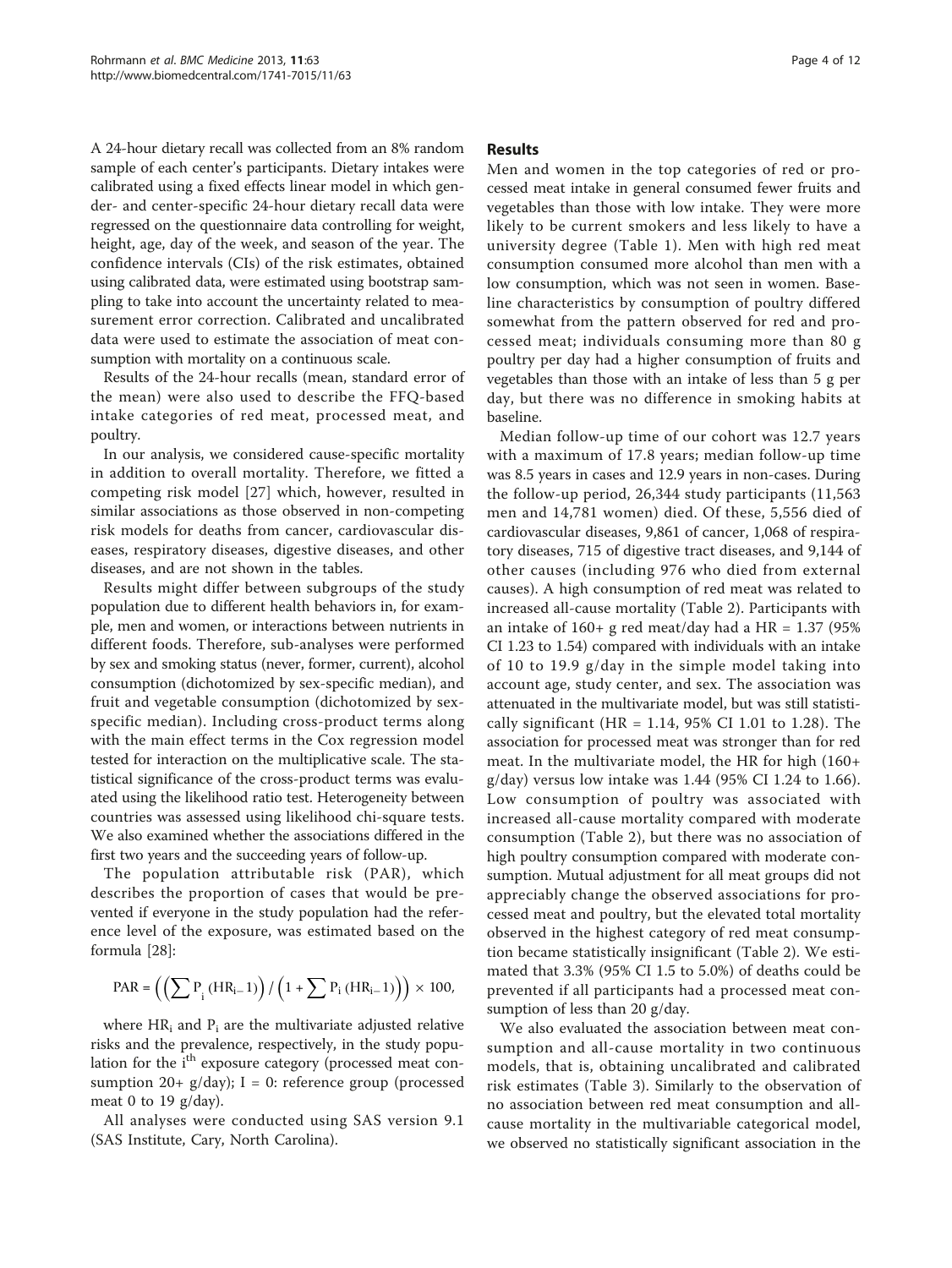A 24-hour dietary recall was collected from an 8% random sample of each center's participants. Dietary intakes were calibrated using a fixed effects linear model in which gender- and center-specific 24-hour dietary recall data were regressed on the questionnaire data controlling for weight, height, age, day of the week, and season of the year. The confidence intervals (CIs) of the risk estimates, obtained using calibrated data, were estimated using bootstrap sampling to take into account the uncertainty related to measurement error correction. Calibrated and uncalibrated data were used to estimate the association of meat consumption with mortality on a continuous scale.

Results of the 24-hour recalls (mean, standard error of the mean) were also used to describe the FFQ-based intake categories of red meat, processed meat, and poultry.

In our analysis, we considered cause-specific mortality in addition to overall mortality. Therefore, we fitted a competing risk model [27] which, however, resulted in similar associations as those observed in non-competing risk models for deaths from cancer, cardiovascular diseases, respiratory diseases, digestive diseases, and other diseases, and are not shown in the tables.

Results might differ between subgroups of the study population due to different health behaviors in, for example, men and women, or interactions between nutrients in different foods. Therefore, sub-analyses were performed by sex and smoking status (never, former, current), alcohol consumption (dichotomized by sex-specific median), and fruit and vegetable consumption (dichotomized by sex-specific median). Including cross-product terms along with the main effect terms in the Cox regression model tested for interaction on the multiplicative scale. The statistical significance of the cross-product terms was evaluated using the likelihood ratio test. Heterogeneity between countries was assessed using likelihood chi-square tests. We also examined whether the associations differed in the first two years and the succeeding years of follow-up.

The population attributable risk (PAR), which describes the proportion of cases that would be prevented if everyone in the study population had the reference level of the exposure, was estimated based on the formula [28]:

$$\text{PAR} = \left(\left(\sum P_i\,(\text{HR}_i - 1)\right) / \left(1 + \sum P_i\,(\text{HR}_i - 1)\right)\right) \times 100,$$

where $HR_i$ and $P_i$ are the multivariate adjusted relative risks and the prevalence, respectively, in the study population for the $i^{th}$ exposure category (processed meat consumption 20+ g/day); I = 0: reference group (processed meat 0 to 19 g/day).

All analyses were conducted using SAS version 9.1 (SAS Institute, Cary, North Carolina).

## Results

Men and women in the top categories of red or processed meat intake in general consumed fewer fruits and vegetables than those with low intake. They were more likely to be current smokers and less likely to have a university degree (Table 1). Men with high red meat consumption consumed more alcohol than men with a low consumption, which was not seen in women. Baseline characteristics by consumption of poultry differed somewhat from the pattern observed for red and processed meat; individuals consuming more than 80 g poultry per day had a higher consumption of fruits and vegetables than those with an intake of less than 5 g per day, but there was no difference in smoking habits at baseline.

Median follow-up time of our cohort was 12.7 years with a maximum of 17.8 years; median follow-up time was 8.5 years in cases and 12.9 years in non-cases. During the follow-up period, 26,344 study participants (11,563 men and 14,781 women) died. Of these, 5,556 died of cardiovascular diseases, 9,861 of cancer, 1,068 of respiratory diseases, 715 of digestive tract diseases, and 9,144 of other causes (including 976 who died from external causes). A high consumption of red meat was related to increased all-cause mortality (Table 2). Participants with an intake of 160+ g red meat/day had a HR = 1.37 (95% CI 1.23 to 1.54) compared with individuals with an intake of 10 to 19.9 g/day in the simple model taking into account age, study center, and sex. The association was attenuated in the multivariate model, but was still statistically significant (HR = 1.14, 95% CI 1.01 to 1.28). The association for processed meat was stronger than for red meat. In the multivariate model, the HR for high (160+ g/day) versus low intake was 1.44 (95% CI 1.24 to 1.66). Low consumption of poultry was associated with increased all-cause mortality compared with moderate consumption (Table 2), but there was no association of high poultry consumption compared with moderate consumption. Mutual adjustment for all meat groups did not appreciably change the observed associations for processed meat and poultry, but the elevated total mortality observed in the highest category of red meat consumption became statistically insignificant (Table 2). We estimated that 3.3% (95% CI 1.5 to 5.0%) of deaths could be prevented if all participants had a processed meat consumption of less than 20 g/day.

We also evaluated the association between meat consumption and all-cause mortality in two continuous models, that is, obtaining uncalibrated and calibrated risk estimates (Table 3). Similarly to the observation of no association between red meat consumption and all-cause mortality in the multivariable categorical model, we observed no statistically significant association in the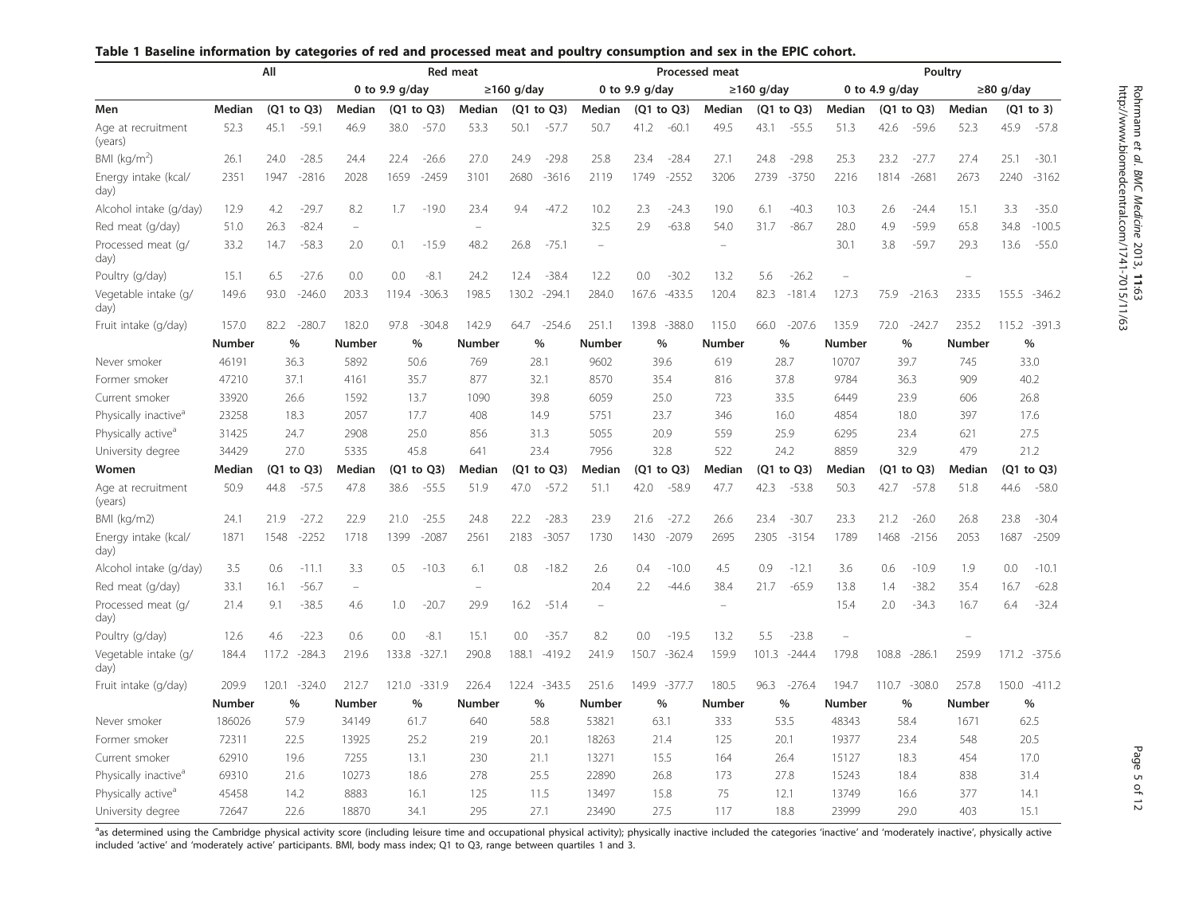**Table 1 Baseline information by categories of red and processed meat and poultry consumption and sex in the EPIC cohort.**

| | All | | | Red meat | | | | | | Processed meat | | | | | | Poultry | | | | | |
|---|---|---|---|---|---|---|---|---|---|---|---|---|---|---|---|---|---|---|---|---|---|
| | | | | 0 to 9.9 g/day | | | ≥160 g/day | | | 0 to 9.9 g/day | | | ≥160 g/day | | | 0 to 4.9 g/day | | | ≥80 g/day | | |
| **Men** | **Median** | **(Q1 to Q3)** | | **Median** | **(Q1 to Q3)** | | **Median** | **(Q1 to Q3)** | | **Median** | **(Q1 to Q3)** | | **Median** | **(Q1 to Q3)** | | **Median** | **(Q1 to Q3)** | | **Median** | **(Q1 to 3)** | |
| Age at recruitment (years) | 52.3 | 45.1 | -59.1 | 46.9 | 38.0 | -57.0 | 53.3 | 50.1 | -57.7 | 50.7 | 41.2 | -60.1 | 49.5 | 43.1 | -55.5 | 51.3 | 42.6 | -59.6 | 52.3 | 45.9 | -57.8 |
| BMI (kg/m²) | 26.1 | 24.0 | -28.5 | 24.4 | 22.4 | -26.6 | 27.0 | 24.9 | -29.8 | 25.8 | 23.4 | -28.4 | 27.1 | 24.8 | -29.8 | 25.3 | 23.2 | -27.7 | 27.4 | 25.1 | -30.1 |
| Energy intake (kcal/day) | 2351 | 1947 | -2816 | 2028 | 1659 | -2459 | 3101 | 2680 | -3616 | 2119 | 1749 | -2552 | 3206 | 2739 | -3750 | 2216 | 1814 | -2681 | 2673 | 2240 | -3162 |
| Alcohol intake (g/day) | 12.9 | 4.2 | -29.7 | 8.2 | 1.7 | -19.0 | 23.4 | 9.4 | -47.2 | 10.2 | 2.3 | -24.3 | 19.0 | 6.1 | -40.3 | 10.3 | 2.6 | -24.4 | 15.1 | 3.3 | -35.0 |
| Red meat (g/day) | 51.0 | 26.3 | -82.4 | – | | | – | | | 32.5 | 2.9 | -63.8 | 54.0 | 31.7 | -86.7 | 28.0 | 4.9 | -59.9 | 65.8 | 34.8 | -100.5 |
| Processed meat (g/day) | 33.2 | 14.7 | -58.3 | 2.0 | 0.1 | -15.9 | 48.2 | 26.8 | -75.1 | – | | | – | | | 30.1 | 3.8 | -59.7 | 29.3 | 13.6 | -55.0 |
| Poultry (g/day) | 15.1 | 6.5 | -27.6 | 0.0 | 0.0 | -8.1 | 24.2 | 12.4 | -38.4 | 12.2 | 0.0 | -30.2 | 13.2 | 5.6 | -26.2 | – | | | – | | |
| Vegetable intake (g/day) | 149.6 | 93.0 | -246.0 | 203.3 | 119.4 | -306.3 | 198.5 | 130.2 | -294.1 | 284.0 | 167.6 | -433.5 | 120.4 | 82.3 | -181.4 | 127.3 | 75.9 | -216.3 | 233.5 | 155.5 | -346.2 |
| Fruit intake (g/day) | 157.0 | 82.2 | -280.7 | 182.0 | 97.8 | -304.8 | 142.9 | 64.7 | -254.6 | 251.1 | 139.8 | -388.0 | 115.0 | 66.0 | -207.6 | 135.9 | 72.0 | -242.7 | 235.2 | 115.2 | -391.3 |
| | **Number** | **%** | | **Number** | **%** | | **Number** | **%** | | **Number** | **%** | | **Number** | **%** | | **Number** | **%** | | **Number** | **%** | |
| Never smoker | 46191 | 36.3 | | 5892 | 50.6 | | 769 | 28.1 | | 9602 | 39.6 | | 619 | 28.7 | | 10707 | 39.7 | | 745 | 33.0 | |
| Former smoker | 47210 | 37.1 | | 4161 | 35.7 | | 877 | 32.1 | | 8570 | 35.4 | | 816 | 37.8 | | 9784 | 36.3 | | 909 | 40.2 | |
| Current smoker | 33920 | 26.6 | | 1592 | 13.7 | | 1090 | 39.8 | | 6059 | 25.0 | | 723 | 33.5 | | 6449 | 23.9 | | 606 | 26.8 | |
| Physically inactive[a] | 23258 | 18.3 | | 2057 | 17.7 | | 408 | 14.9 | | 5751 | 23.7 | | 346 | 16.0 | | 4854 | 18.0 | | 397 | 17.6 | |
| Physically active[a] | 31425 | 24.7 | | 2908 | 25.0 | | 856 | 31.3 | | 5055 | 20.9 | | 559 | 25.9 | | 6295 | 23.4 | | 621 | 27.5 | |
| University degree | 34429 | 27.0 | | 5335 | 45.8 | | 641 | 23.4 | | 7956 | 32.8 | | 522 | 24.2 | | 8859 | 32.9 | | 479 | 21.2 | |
| **Women** | **Median** | **(Q1 to Q3)** | | **Median** | **(Q1 to Q3)** | | **Median** | **(Q1 to Q3)** | | **Median** | **(Q1 to Q3)** | | **Median** | **(Q1 to Q3)** | | **Median** | **(Q1 to Q3)** | | **Median** | **(Q1 to Q3)** | |
| Age at recruitment (years) | 50.9 | 44.8 | -57.5 | 47.8 | 38.6 | -55.5 | 51.9 | 47.0 | -57.2 | 51.1 | 42.0 | -58.9 | 47.7 | 42.3 | -53.8 | 50.3 | 42.7 | -57.8 | 51.8 | 44.6 | -58.0 |
| BMI (kg/m2) | 24.1 | 21.9 | -27.2 | 22.9 | 21.0 | -25.5 | 24.8 | 22.2 | -28.3 | 23.9 | 21.6 | -27.2 | 26.6 | 23.4 | -30.7 | 23.3 | 21.2 | -26.0 | 26.8 | 23.8 | -30.4 |
| Energy intake (kcal/day) | 1871 | 1548 | -2252 | 1718 | 1399 | -2087 | 2561 | 2183 | -3057 | 1730 | 1430 | -2079 | 2695 | 2305 | -3154 | 1789 | 1468 | -2156 | 2053 | 1687 | -2509 |
| Alcohol intake (g/day) | 3.5 | 0.6 | -11.1 | 3.3 | 0.5 | -10.3 | 6.1 | 0.8 | -18.2 | 2.6 | 0.4 | -10.0 | 4.5 | 0.9 | -12.1 | 3.6 | 0.6 | -10.9 | 1.9 | 0.0 | -10.1 |
| Red meat (g/day) | 33.1 | 16.1 | -56.7 | – | | | – | | | 20.4 | 2.2 | -44.6 | 38.4 | 21.7 | -65.9 | 13.8 | 1.4 | -38.2 | 35.4 | 16.7 | -62.8 |
| Processed meat (g/day) | 21.4 | 9.1 | -38.5 | 4.6 | 1.0 | -20.7 | 29.9 | 16.2 | -51.4 | – | | | – | | | 15.4 | 2.0 | -34.3 | 16.7 | 6.4 | -32.4 |
| Poultry (g/day) | 12.6 | 4.6 | -22.3 | 0.6 | 0.0 | -8.1 | 15.1 | 0.0 | -35.7 | 8.2 | 0.0 | -19.5 | 13.2 | 5.5 | -23.8 | – | | | – | | |
| Vegetable intake (g/day) | 184.4 | 117.2 | -284.3 | 219.6 | 133.8 | -327.1 | 290.8 | 188.1 | -419.2 | 241.9 | 150.7 | -362.4 | 159.9 | 101.3 | -244.4 | 179.8 | 108.8 | -286.1 | 259.9 | 171.2 | -375.6 |
| Fruit intake (g/day) | 209.9 | 120.1 | -324.0 | 212.7 | 121.0 | -331.9 | 226.4 | 122.4 | -343.5 | 251.6 | 149.9 | -377.7 | 180.5 | 96.3 | -276.4 | 194.7 | 110.7 | -308.0 | 257.8 | 150.0 | -411.2 |
| | **Number** | **%** | | **Number** | **%** | | **Number** | **%** | | **Number** | **%** | | **Number** | **%** | | **Number** | **%** | | **Number** | **%** | |
| Never smoker | 186026 | 57.9 | | 34149 | 61.7 | | 640 | 58.8 | | 53821 | 63.1 | | 333 | 53.5 | | 48343 | 58.4 | | 1671 | 62.5 | |
| Former smoker | 72311 | 22.5 | | 13925 | 25.2 | | 219 | 20.1 | | 18263 | 21.4 | | 125 | 20.1 | | 19377 | 23.4 | | 548 | 20.5 | |
| Current smoker | 62910 | 19.6 | | 7255 | 13.1 | | 230 | 21.1 | | 13271 | 15.5 | | 164 | 26.4 | | 15127 | 18.3 | | 454 | 17.0 | |
| Physically inactive[a] | 69310 | 21.6 | | 10273 | 18.6 | | 278 | 25.5 | | 22890 | 26.8 | | 173 | 27.8 | | 15243 | 18.4 | | 838 | 31.4 | |
| Physically active[a] | 45458 | 14.2 | | 8883 | 16.1 | | 125 | 11.5 | | 13497 | 15.8 | | 75 | 12.1 | | 13749 | 16.6 | | 377 | 14.1 | |
| University degree | 72647 | 22.6 | | 18870 | 34.1 | | 295 | 27.1 | | 23490 | 27.5 | | 117 | 18.8 | | 23999 | 29.0 | | 403 | 15.1 | |

[a]as determined using the Cambridge physical activity score (including leisure time and occupational physical activity); physically inactive included the categories 'inactive' and 'moderately inactive', physically active included 'active' and 'moderately active' participants. BMI, body mass index; Q1 to Q3, range between quartiles 1 and 3.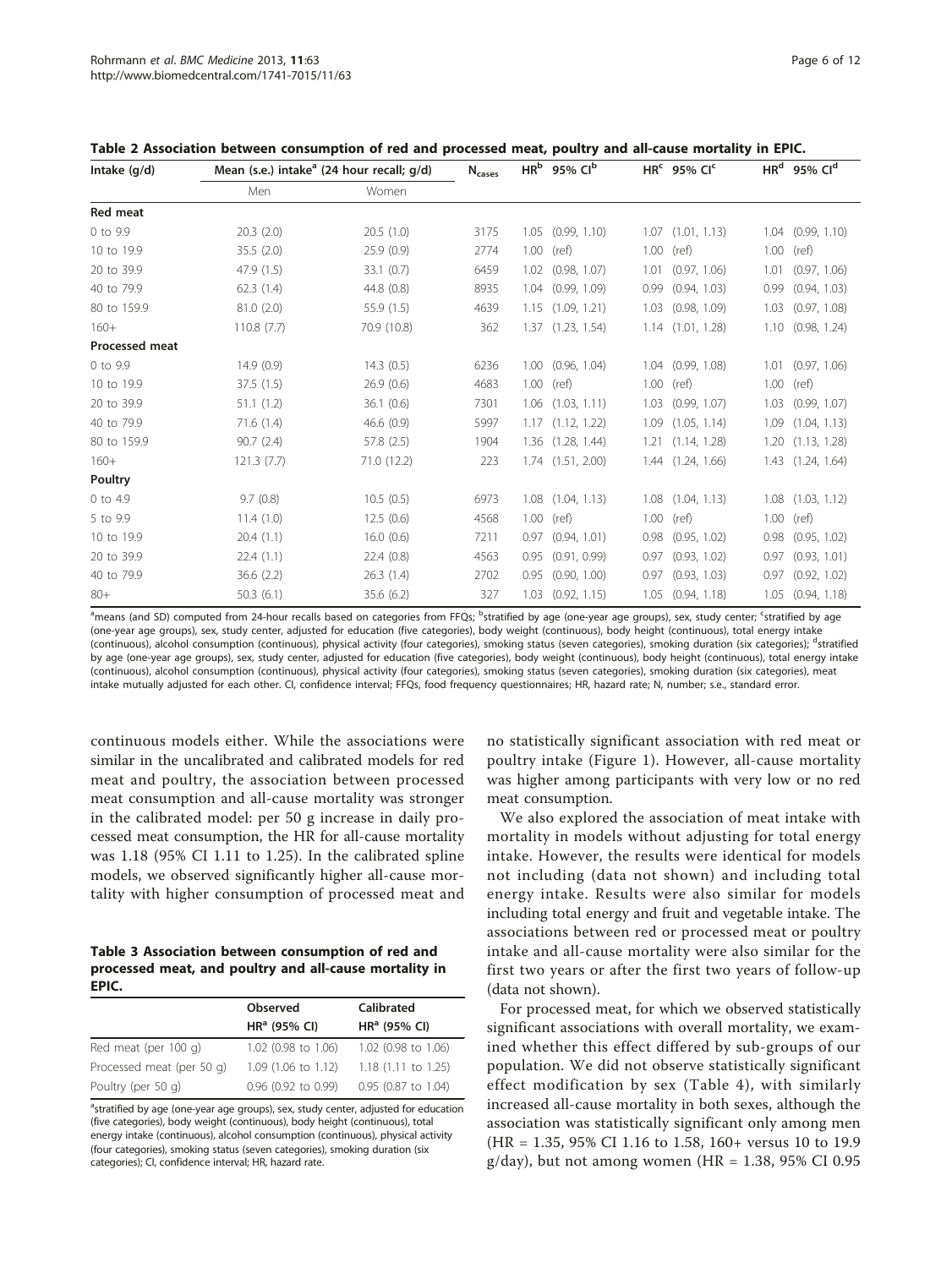**Table 2 Association between consumption of red and processed meat, poultry and all-cause mortality in EPIC.**

| Intake (g/d) | Mean (s.e.) intake[a] (24 hour recall; g/d) | | $N_{cases}$ | HR[b] 95% CI[b] | HR[c] 95% CI[c] | HR[d] 95% CI[d] |
|---|---|---|---|---|---|---|
| | Men | Women | | | | |
| **Red meat** | | | | | | |
| 0 to 9.9 | 20.3 (2.0) | 20.5 (1.0) | 3175 | 1.05 (0.99, 1.10) | 1.07 (1.01, 1.13) | 1.04 (0.99, 1.10) |
| 10 to 19.9 | 35.5 (2.0) | 25.9 (0.9) | 2774 | 1.00 (ref) | 1.00 (ref) | 1.00 (ref) |
| 20 to 39.9 | 47.9 (1.5) | 33.1 (0.7) | 6459 | 1.02 (0.98, 1.07) | 1.01 (0.97, 1.06) | 1.01 (0.97, 1.06) |
| 40 to 79.9 | 62.3 (1.4) | 44.8 (0.8) | 8935 | 1.04 (0.99, 1.09) | 0.99 (0.94, 1.03) | 0.99 (0.94, 1.03) |
| 80 to 159.9 | 81.0 (2.0) | 55.9 (1.5) | 4639 | 1.15 (1.09, 1.21) | 1.03 (0.98, 1.09) | 1.03 (0.97, 1.08) |
| 160+ | 110.8 (7.7) | 70.9 (10.8) | 362 | 1.37 (1.23, 1.54) | 1.14 (1.01, 1.28) | 1.10 (0.98, 1.24) |
| **Processed meat** | | | | | | |
| 0 to 9.9 | 14.9 (0.9) | 14.3 (0.5) | 6236 | 1.00 (0.96, 1.04) | 1.04 (0.99, 1.08) | 1.01 (0.97, 1.06) |
| 10 to 19.9 | 37.5 (1.5) | 26.9 (0.6) | 4683 | 1.00 (ref) | 1.00 (ref) | 1.00 (ref) |
| 20 to 39.9 | 51.1 (1.2) | 36.1 (0.6) | 7301 | 1.06 (1.03, 1.11) | 1.03 (0.99, 1.07) | 1.03 (0.99, 1.07) |
| 40 to 79.9 | 71.6 (1.4) | 46.6 (0.9) | 5997 | 1.17 (1.12, 1.22) | 1.09 (1.05, 1.14) | 1.09 (1.04, 1.13) |
| 80 to 159.9 | 90.7 (2.4) | 57.8 (2.5) | 1904 | 1.36 (1.28, 1.44) | 1.21 (1.14, 1.28) | 1.20 (1.13, 1.28) |
| 160+ | 121.3 (7.7) | 71.0 (12.2) | 223 | 1.74 (1.51, 2.00) | 1.44 (1.24, 1.66) | 1.43 (1.24, 1.64) |
| **Poultry** | | | | | | |
| 0 to 4.9 | 9.7 (0.8) | 10.5 (0.5) | 6973 | 1.08 (1.04, 1.13) | 1.08 (1.04, 1.13) | 1.08 (1.03, 1.12) |
| 5 to 9.9 | 11.4 (1.0) | 12.5 (0.6) | 4568 | 1.00 (ref) | 1.00 (ref) | 1.00 (ref) |
| 10 to 19.9 | 20.4 (1.1) | 16.0 (0.6) | 7211 | 0.97 (0.94, 1.01) | 0.98 (0.95, 1.02) | 0.98 (0.95, 1.02) |
| 20 to 39.9 | 22.4 (1.1) | 22.4 (0.8) | 4563 | 0.95 (0.91, 0.99) | 0.97 (0.93, 1.02) | 0.97 (0.93, 1.01) |
| 40 to 79.9 | 36.6 (2.2) | 26.3 (1.4) | 2702 | 0.95 (0.90, 1.00) | 0.97 (0.93, 1.03) | 0.97 (0.92, 1.02) |
| 80+ | 50.3 (6.1) | 35.6 (6.2) | 327 | 1.03 (0.92, 1.15) | 1.05 (0.94, 1.18) | 1.05 (0.94, 1.18) |

[a]means (and SD) computed from 24-hour recalls based on categories from FFQs; [b]stratified by age (one-year age groups), sex, study center; [c]stratified by age (one-year age groups), sex, study center, adjusted for education (five categories), body weight (continuous), body height (continuous), total energy intake (continuous), alcohol consumption (continuous), physical activity (four categories), smoking status (seven categories), smoking duration (six categories); [d]stratified by age (one-year age groups), sex, study center, adjusted for education (five categories), body weight (continuous), body height (continuous), total energy intake (continuous), alcohol consumption (continuous), physical activity (four categories), smoking status (seven categories), smoking duration (six categories), meat intake mutually adjusted for each other. CI, confidence interval; FFQs, food frequency questionnaires; HR, hazard rate; N, number; s.e., standard error.

continuous models either. While the associations were similar in the uncalibrated and calibrated models for red meat and poultry, the association between processed meat consumption and all-cause mortality was stronger in the calibrated model: per 50 g increase in daily processed meat consumption, the HR for all-cause mortality was 1.18 (95% CI 1.11 to 1.25). In the calibrated spline models, we observed significantly higher all-cause mortality with higher consumption of processed meat and

**Table 3 Association between consumption of red and processed meat, and poultry and all-cause mortality in EPIC.**

| | Observed HR[a] (95% CI) | Calibrated HR[a] (95% CI) |
|---|---|---|
| Red meat (per 100 g) | 1.02 (0.98 to 1.06) | 1.02 (0.98 to 1.06) |
| Processed meat (per 50 g) | 1.09 (1.06 to 1.12) | 1.18 (1.11 to 1.25) |
| Poultry (per 50 g) | 0.96 (0.92 to 0.99) | 0.95 (0.87 to 1.04) |

[a]stratified by age (one-year age groups), sex, study center, adjusted for education (five categories), body weight (continuous), body height (continuous), total energy intake (continuous), alcohol consumption (continuous), physical activity (four categories), smoking status (seven categories), smoking duration (six categories); CI, confidence interval; HR, hazard rate.

no statistically significant association with red meat or poultry intake (Figure 1). However, all-cause mortality was higher among participants with very low or no red meat consumption.

We also explored the association of meat intake with mortality in models without adjusting for total energy intake. However, the results were identical for models not including (data not shown) and including total energy intake. Results were also similar for models including total energy and fruit and vegetable intake. The associations between red or processed meat or poultry intake and all-cause mortality were also similar for the first two years or after the first two years of follow-up (data not shown).

For processed meat, for which we observed statistically significant associations with overall mortality, we examined whether this effect differed by sub-groups of our population. We did not observe statistically significant effect modification by sex (Table 4), with similarly increased all-cause mortality in both sexes, although the association was statistically significant only among men (HR = 1.35, 95% CI 1.16 to 1.58, 160+ versus 10 to 19.9 g/day), but not among women (HR = 1.38, 95% CI 0.95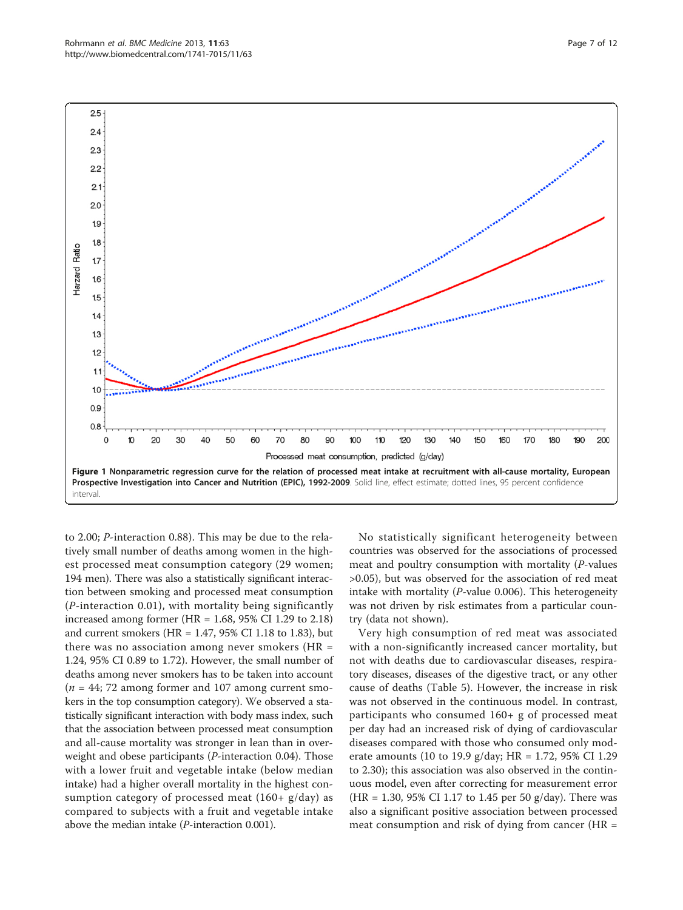**Figure 1 Nonparametric regression curve for the relation of processed meat intake at recruitment with all-cause mortality, European Prospective Investigation into Cancer and Nutrition (EPIC), 1992-2009**. Solid line, effect estimate; dotted lines, 95 percent confidence interval.

to 2.00; *P*-interaction 0.88). This may be due to the relatively small number of deaths among women in the highest processed meat consumption category (29 women; 194 men). There was also a statistically significant interaction between smoking and processed meat consumption (*P*-interaction 0.01), with mortality being significantly increased among former (HR = 1.68, 95% CI 1.29 to 2.18) and current smokers (HR = 1.47, 95% CI 1.18 to 1.83), but there was no association among never smokers (HR = 1.24, 95% CI 0.89 to 1.72). However, the small number of deaths among never smokers has to be taken into account (*n* = 44; 72 among former and 107 among current smokers in the top consumption category). We observed a statistically significant interaction with body mass index, such that the association between processed meat consumption and all-cause mortality was stronger in lean than in overweight and obese participants (*P*-interaction 0.04). Those with a lower fruit and vegetable intake (below median intake) had a higher overall mortality in the highest consumption category of processed meat (160+ g/day) as compared to subjects with a fruit and vegetable intake above the median intake (*P*-interaction 0.001).

No statistically significant heterogeneity between countries was observed for the associations of processed meat and poultry consumption with mortality (*P*-values >0.05), but was observed for the association of red meat intake with mortality (*P*-value 0.006). This heterogeneity was not driven by risk estimates from a particular country (data not shown).

Very high consumption of red meat was associated with a non-significantly increased cancer mortality, but not with deaths due to cardiovascular diseases, respiratory diseases, diseases of the digestive tract, or any other cause of deaths (Table 5). However, the increase in risk was not observed in the continuous model. In contrast, participants who consumed 160+ g of processed meat per day had an increased risk of dying of cardiovascular diseases compared with those who consumed only moderate amounts (10 to 19.9 g/day; HR = 1.72, 95% CI 1.29 to 2.30); this association was also observed in the continuous model, even after correcting for measurement error (HR = 1.30, 95% CI 1.17 to 1.45 per 50 g/day). There was also a significant positive association between processed meat consumption and risk of dying from cancer (HR =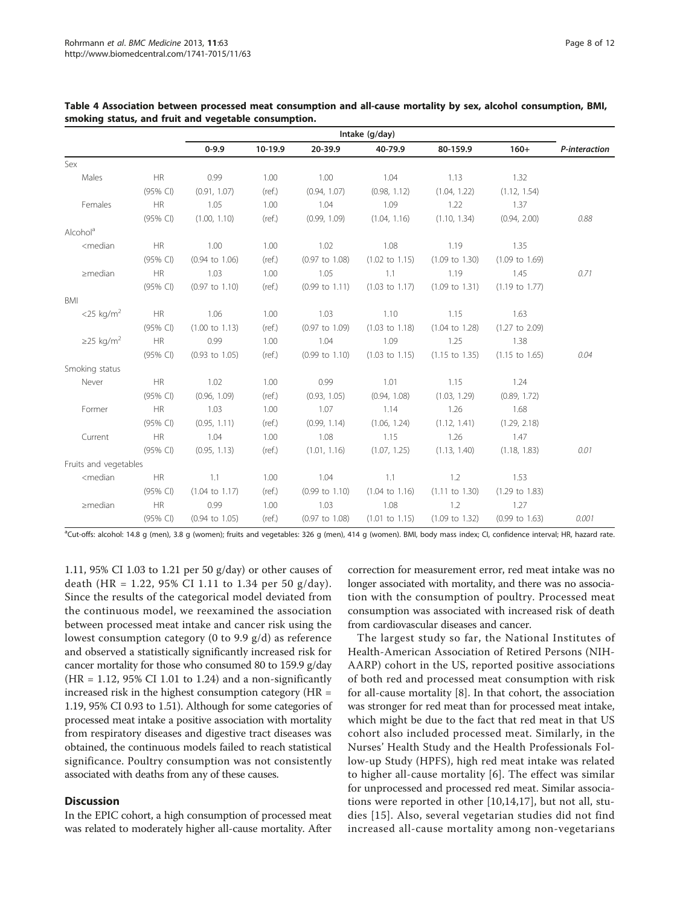**Table 4 Association between processed meat consumption and all-cause mortality by sex, alcohol consumption, BMI, smoking status, and fruit and vegetable consumption.**

| | | Intake (g/day) | | | | | | |
|---|---|---|---|---|---|---|---|---|
| | | 0-9.9 | 10-19.9 | 20-39.9 | 40-79.9 | 80-159.9 | 160+ | *P-interaction* |
| Sex | | | | | | | | |
| Males | HR | 0.99 | 1.00 | 1.00 | 1.04 | 1.13 | 1.32 | |
| | (95% CI) | (0.91, 1.07) | (ref.) | (0.94, 1.07) | (0.98, 1.12) | (1.04, 1.22) | (1.12, 1.54) | |
| Females | HR | 1.05 | 1.00 | 1.04 | 1.09 | 1.22 | 1.37 | |
| | (95% CI) | (1.00, 1.10) | (ref.) | (0.99, 1.09) | (1.04, 1.16) | (1.10, 1.34) | (0.94, 2.00) | *0.88* |
| Alcohol[a] | | | | | | | | |
| <median | HR | 1.00 | 1.00 | 1.02 | 1.08 | 1.19 | 1.35 | |
| | (95% CI) | (0.94 to 1.06) | (ref.) | (0.97 to 1.08) | (1.02 to 1.15) | (1.09 to 1.30) | (1.09 to 1.69) | |
| ≥median | HR | 1.03 | 1.00 | 1.05 | 1.1 | 1.19 | 1.45 | |
| | (95% CI) | (0.97 to 1.10) | (ref.) | (0.99 to 1.11) | (1.03 to 1.17) | (1.09 to 1.31) | (1.19 to 1.77) | *0.71* |
| BMI | | | | | | | | |
| <25 kg/m$^2$ | HR | 1.06 | 1.00 | 1.03 | 1.10 | 1.15 | 1.63 | |
| | (95% CI) | (1.00 to 1.13) | (ref.) | (0.97 to 1.09) | (1.03 to 1.18) | (1.04 to 1.28) | (1.27 to 2.09) | |
| ≥25 kg/m$^2$ | HR | 0.99 | 1.00 | 1.04 | 1.09 | 1.25 | 1.38 | |
| | (95% CI) | (0.93 to 1.05) | (ref.) | (0.99 to 1.10) | (1.03 to 1.15) | (1.15 to 1.35) | (1.15 to 1.65) | *0.04* |
| Smoking status | | | | | | | | |
| Never | HR | 1.02 | 1.00 | 0.99 | 1.01 | 1.15 | 1.24 | |
| | (95% CI) | (0.96, 1.09) | (ref.) | (0.93, 1.05) | (0.94, 1.08) | (1.03, 1.29) | (0.89, 1.72) | |
| Former | HR | 1.03 | 1.00 | 1.07 | 1.14 | 1.26 | 1.68 | |
| | (95% CI) | (0.95, 1.11) | (ref.) | (0.99, 1.14) | (1.06, 1.24) | (1.12, 1.41) | (1.29, 2.18) | |
| Current | HR | 1.04 | 1.00 | 1.08 | 1.15 | 1.26 | 1.47 | |
| | (95% CI) | (0.95, 1.13) | (ref.) | (1.01, 1.16) | (1.07, 1.25) | (1.13, 1.40) | (1.18, 1.83) | *0.01* |
| Fruits and vegetables | | | | | | | | |
| <median | HR | 1.1 | 1.00 | 1.04 | 1.1 | 1.2 | 1.53 | |
| | (95% CI) | (1.04 to 1.17) | (ref.) | (0.99 to 1.10) | (1.04 to 1.16) | (1.11 to 1.30) | (1.29 to 1.83) | |
| ≥median | HR | 0.99 | 1.00 | 1.03 | 1.08 | 1.2 | 1.27 | |
| | (95% CI) | (0.94 to 1.05) | (ref.) | (0.97 to 1.08) | (1.01 to 1.15) | (1.09 to 1.32) | (0.99 to 1.63) | *0.001* |

[a]Cut-offs: alcohol: 14.8 g (men), 3.8 g (women); fruits and vegetables: 326 g (men), 414 g (women). BMI, body mass index; CI, confidence interval; HR, hazard rate.

1.11, 95% CI 1.03 to 1.21 per 50 g/day) or other causes of death (HR = 1.22, 95% CI 1.11 to 1.34 per 50 g/day). Since the results of the categorical model deviated from the continuous model, we reexamined the association between processed meat intake and cancer risk using the lowest consumption category (0 to 9.9 g/d) as reference and observed a statistically significantly increased risk for cancer mortality for those who consumed 80 to 159.9 g/day (HR = 1.12, 95% CI 1.01 to 1.24) and a non-significantly increased risk in the highest consumption category (HR = 1.19, 95% CI 0.93 to 1.51). Although for some categories of processed meat intake a positive association with mortality from respiratory diseases and digestive tract diseases was obtained, the continuous models failed to reach statistical significance. Poultry consumption was not consistently associated with deaths from any of these causes.

## Discussion

In the EPIC cohort, a high consumption of processed meat was related to moderately higher all-cause mortality. After correction for measurement error, red meat intake was no longer associated with mortality, and there was no association with the consumption of poultry. Processed meat consumption was associated with increased risk of death from cardiovascular diseases and cancer.

The largest study so far, the National Institutes of Health-American Association of Retired Persons (NIH-AARP) cohort in the US, reported positive associations of both red and processed meat consumption with risk for all-cause mortality [8]. In that cohort, the association was stronger for red meat than for processed meat intake, which might be due to the fact that red meat in that US cohort also included processed meat. Similarly, in the Nurses' Health Study and the Health Professionals Follow-up Study (HPFS), high red meat intake was related to higher all-cause mortality [6]. The effect was similar for unprocessed and processed red meat. Similar associations were reported in other [10,14,17], but not all, studies [15]. Also, several vegetarian studies did not find increased all-cause mortality among non-vegetarians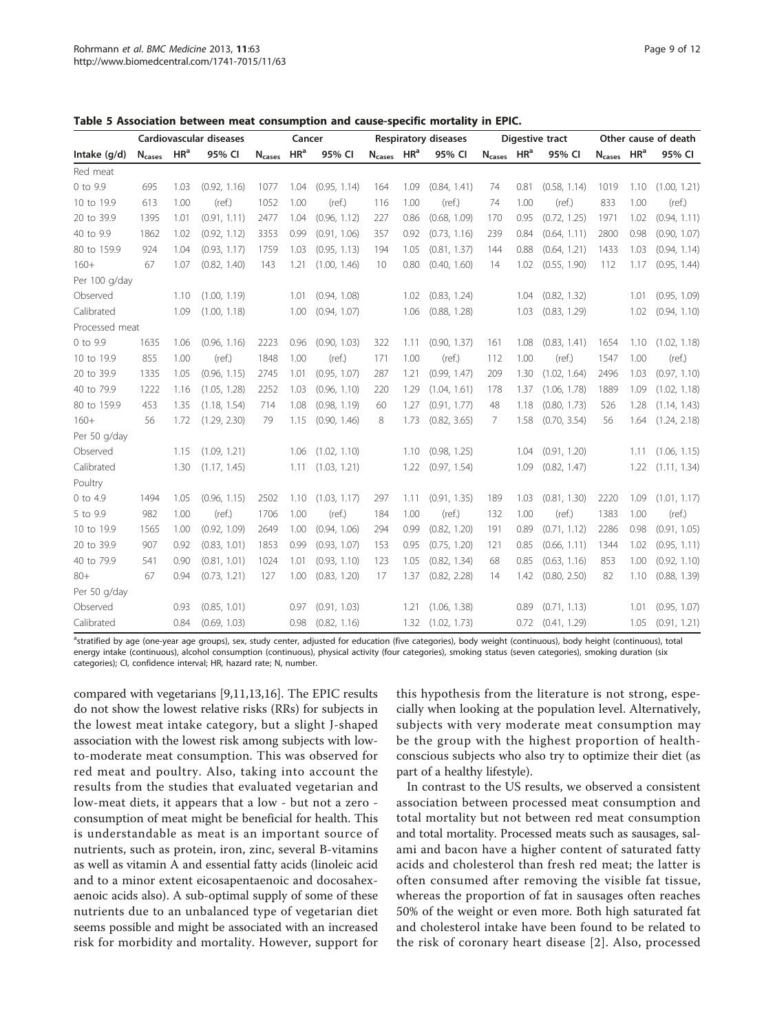**Table 5 Association between meat consumption and cause-specific mortality in EPIC.**

| | Cardiovascular diseases | | | Cancer | | | Respiratory diseases | | | Digestive tract | | | Other cause of death | | |
|---|---|---|---|---|---|---|---|---|---|---|---|---|---|---|---|
| Intake (g/d) | $N_{cases}$ | HR[a] | 95% CI | $N_{cases}$ | HR[a] | 95% CI | $N_{cases}$ | HR[a] | 95% CI | $N_{cases}$ | HR[a] | 95% CI | $N_{cases}$ | HR[a] | 95% CI |
| Red meat | | | | | | | | | | | | | | | |
| 0 to 9.9 | 695 | 1.03 | (0.92, 1.16) | 1077 | 1.04 | (0.95, 1.14) | 164 | 1.09 | (0.84, 1.41) | 74 | 0.81 | (0.58, 1.14) | 1019 | 1.10 | (1.00, 1.21) |
| 10 to 19.9 | 613 | 1.00 | (ref.) | 1052 | 1.00 | (ref.) | 116 | 1.00 | (ref.) | 74 | 1.00 | (ref.) | 833 | 1.00 | (ref.) |
| 20 to 39.9 | 1395 | 1.01 | (0.91, 1.11) | 2477 | 1.04 | (0.96, 1.12) | 227 | 0.86 | (0.68, 1.09) | 170 | 0.95 | (0.72, 1.25) | 1971 | 1.02 | (0.94, 1.11) |
| 40 to 9.9 | 1862 | 1.02 | (0.92, 1.12) | 3353 | 0.99 | (0.91, 1.06) | 357 | 0.92 | (0.73, 1.16) | 239 | 0.84 | (0.64, 1.11) | 2800 | 0.98 | (0.90, 1.07) |
| 80 to 159.9 | 924 | 1.04 | (0.93, 1.17) | 1759 | 1.03 | (0.95, 1.13) | 194 | 1.05 | (0.81, 1.37) | 144 | 0.88 | (0.64, 1.21) | 1433 | 1.03 | (0.94, 1.14) |
| 160+ | 67 | 1.07 | (0.82, 1.40) | 143 | 1.21 | (1.00, 1.46) | 10 | 0.80 | (0.40, 1.60) | 14 | 1.02 | (0.55, 1.90) | 112 | 1.17 | (0.95, 1.44) |
| Per 100 g/day | | | | | | | | | | | | | | | |
| Observed | | 1.10 | (1.00, 1.19) | | 1.01 | (0.94, 1.08) | | 1.02 | (0.83, 1.24) | | 1.04 | (0.82, 1.32) | | 1.01 | (0.95, 1.09) |
| Calibrated | | 1.09 | (1.00, 1.18) | | 1.00 | (0.94, 1.07) | | 1.06 | (0.88, 1.28) | | 1.03 | (0.83, 1.29) | | 1.02 | (0.94, 1.10) |
| Processed meat | | | | | | | | | | | | | | | |
| 0 to 9.9 | 1635 | 1.06 | (0.96, 1.16) | 2223 | 0.96 | (0.90, 1.03) | 322 | 1.11 | (0.90, 1.37) | 161 | 1.08 | (0.83, 1.41) | 1654 | 1.10 | (1.02, 1.18) |
| 10 to 19.9 | 855 | 1.00 | (ref.) | 1848 | 1.00 | (ref.) | 171 | 1.00 | (ref.) | 112 | 1.00 | (ref.) | 1547 | 1.00 | (ref.) |
| 20 to 39.9 | 1335 | 1.05 | (0.96, 1.15) | 2745 | 1.01 | (0.95, 1.07) | 287 | 1.21 | (0.99, 1.47) | 209 | 1.30 | (1.02, 1.64) | 2496 | 1.03 | (0.97, 1.10) |
| 40 to 79.9 | 1222 | 1.16 | (1.05, 1.28) | 2252 | 1.03 | (0.96, 1.10) | 220 | 1.29 | (1.04, 1.61) | 178 | 1.37 | (1.06, 1.78) | 1889 | 1.09 | (1.02, 1.18) |
| 80 to 159.9 | 453 | 1.35 | (1.18, 1.54) | 714 | 1.08 | (0.98, 1.19) | 60 | 1.27 | (0.91, 1.77) | 48 | 1.18 | (0.80, 1.73) | 526 | 1.28 | (1.14, 1.43) |
| 160+ | 56 | 1.72 | (1.29, 2.30) | 79 | 1.15 | (0.90, 1.46) | 8 | 1.73 | (0.82, 3.65) | 7 | 1.58 | (0.70, 3.54) | 56 | 1.64 | (1.24, 2.18) |
| Per 50 g/day | | | | | | | | | | | | | | | |
| Observed | | 1.15 | (1.09, 1.21) | | 1.06 | (1.02, 1.10) | | 1.10 | (0.98, 1.25) | | 1.04 | (0.91, 1.20) | | 1.11 | (1.06, 1.15) |
| Calibrated | | 1.30 | (1.17, 1.45) | | 1.11 | (1.03, 1.21) | | 1.22 | (0.97, 1.54) | | 1.09 | (0.82, 1.47) | | 1.22 | (1.11, 1.34) |
| Poultry | | | | | | | | | | | | | | | |
| 0 to 4.9 | 1494 | 1.05 | (0.96, 1.15) | 2502 | 1.10 | (1.03, 1.17) | 297 | 1.11 | (0.91, 1.35) | 189 | 1.03 | (0.81, 1.30) | 2220 | 1.09 | (1.01, 1.17) |
| 5 to 9.9 | 982 | 1.00 | (ref.) | 1706 | 1.00 | (ref.) | 184 | 1.00 | (ref.) | 132 | 1.00 | (ref.) | 1383 | 1.00 | (ref.) |
| 10 to 19.9 | 1565 | 1.00 | (0.92, 1.09) | 2649 | 1.00 | (0.94, 1.06) | 294 | 0.99 | (0.82, 1.20) | 191 | 0.89 | (0.71, 1.12) | 2286 | 0.98 | (0.91, 1.05) |
| 20 to 39.9 | 907 | 0.92 | (0.83, 1.01) | 1853 | 0.99 | (0.93, 1.07) | 153 | 0.95 | (0.75, 1.20) | 121 | 0.85 | (0.66, 1.11) | 1344 | 1.02 | (0.95, 1.11) |
| 40 to 79.9 | 541 | 0.90 | (0.81, 1.01) | 1024 | 1.01 | (0.93, 1.10) | 123 | 1.05 | (0.82, 1.34) | 68 | 0.85 | (0.63, 1.16) | 853 | 1.00 | (0.92, 1.10) |
| 80+ | 67 | 0.94 | (0.73, 1.21) | 127 | 1.00 | (0.83, 1.20) | 17 | 1.37 | (0.82, 2.28) | 14 | 1.42 | (0.80, 2.50) | 82 | 1.10 | (0.88, 1.39) |
| Per 50 g/day | | | | | | | | | | | | | | | |
| Observed | | 0.93 | (0.85, 1.01) | | 0.97 | (0.91, 1.03) | | 1.21 | (1.06, 1.38) | | 0.89 | (0.71, 1.13) | | 1.01 | (0.95, 1.07) |
| Calibrated | | 0.84 | (0.69, 1.03) | | 0.98 | (0.82, 1.16) | | 1.32 | (1.02, 1.73) | | 0.72 | (0.41, 1.29) | | 1.05 | (0.91, 1.21) |

[a]stratified by age (one-year age groups), sex, study center, adjusted for education (five categories), body weight (continuous), body height (continuous), total energy intake (continuous), alcohol consumption (continuous), physical activity (four categories), smoking status (seven categories), smoking duration (six categories); CI, confidence interval; HR, hazard rate; N, number.

compared with vegetarians [9,11,13,16]. The EPIC results do not show the lowest relative risks (RRs) for subjects in the lowest meat intake category, but a slight J-shaped association with the lowest risk among subjects with low-to-moderate meat consumption. This was observed for red meat and poultry. Also, taking into account the results from the studies that evaluated vegetarian and low-meat diets, it appears that a low - but not a zero - consumption of meat might be beneficial for health. This is understandable as meat is an important source of nutrients, such as protein, iron, zinc, several B-vitamins as well as vitamin A and essential fatty acids (linoleic acid and to a minor extent eicosapentaenoic and docosahexaenoic acids also). A sub-optimal supply of some of these nutrients due to an unbalanced type of vegetarian diet seems possible and might be associated with an increased risk for morbidity and mortality. However, support for this hypothesis from the literature is not strong, especially when looking at the population level. Alternatively, subjects with very moderate meat consumption may be the group with the highest proportion of health-conscious subjects who also try to optimize their diet (as part of a healthy lifestyle).

In contrast to the US results, we observed a consistent association between processed meat consumption and total mortality but not between red meat consumption and total mortality. Processed meats such as sausages, salami and bacon have a higher content of saturated fatty acids and cholesterol than fresh red meat; the latter is often consumed after removing the visible fat tissue, whereas the proportion of fat in sausages often reaches 50% of the weight or even more. Both high saturated fat and cholesterol intake have been found to be related to the risk of coronary heart disease [2]. Also, processed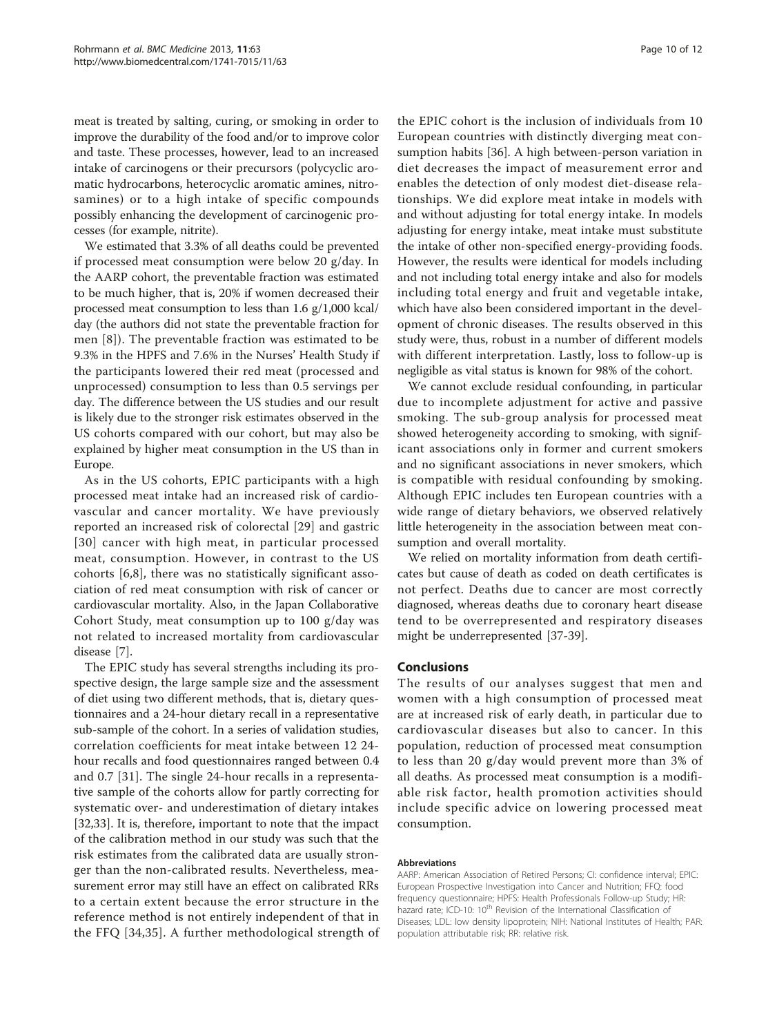meat is treated by salting, curing, or smoking in order to improve the durability of the food and/or to improve color and taste. These processes, however, lead to an increased intake of carcinogens or their precursors (polycyclic aromatic hydrocarbons, heterocyclic aromatic amines, nitrosamines) or to a high intake of specific compounds possibly enhancing the development of carcinogenic processes (for example, nitrite).

We estimated that 3.3% of all deaths could be prevented if processed meat consumption were below 20 g/day. In the AARP cohort, the preventable fraction was estimated to be much higher, that is, 20% if women decreased their processed meat consumption to less than 1.6 g/1,000 kcal/day (the authors did not state the preventable fraction for men [8]). The preventable fraction was estimated to be 9.3% in the HPFS and 7.6% in the Nurses' Health Study if the participants lowered their red meat (processed and unprocessed) consumption to less than 0.5 servings per day. The difference between the US studies and our result is likely due to the stronger risk estimates observed in the US cohorts compared with our cohort, but may also be explained by higher meat consumption in the US than in Europe.

As in the US cohorts, EPIC participants with a high processed meat intake had an increased risk of cardiovascular and cancer mortality. We have previously reported an increased risk of colorectal [29] and gastric [30] cancer with high meat, in particular processed meat, consumption. However, in contrast to the US cohorts [6,8], there was no statistically significant association of red meat consumption with risk of cancer or cardiovascular mortality. Also, in the Japan Collaborative Cohort Study, meat consumption up to 100 g/day was not related to increased mortality from cardiovascular disease [7].

The EPIC study has several strengths including its prospective design, the large sample size and the assessment of diet using two different methods, that is, dietary questionnaires and a 24-hour dietary recall in a representative sub-sample of the cohort. In a series of validation studies, correlation coefficients for meat intake between 12 24-hour recalls and food questionnaires ranged between 0.4 and 0.7 [31]. The single 24-hour recalls in a representative sample of the cohorts allow for partly correcting for systematic over- and underestimation of dietary intakes [32,33]. It is, therefore, important to note that the impact of the calibration method in our study was such that the risk estimates from the calibrated data are usually stronger than the non-calibrated results. Nevertheless, measurement error may still have an effect on calibrated RRs to a certain extent because the error structure in the reference method is not entirely independent of that in the FFQ [34,35]. A further methodological strength of the EPIC cohort is the inclusion of individuals from 10 European countries with distinctly diverging meat consumption habits [36]. A high between-person variation in diet decreases the impact of measurement error and enables the detection of only modest diet-disease relationships. We did explore meat intake in models with and without adjusting for total energy intake. In models adjusting for energy intake, meat intake must substitute the intake of other non-specified energy-providing foods. However, the results were identical for models including and not including total energy intake and also for models including total energy and fruit and vegetable intake, which have also been considered important in the development of chronic diseases. The results observed in this study were, thus, robust in a number of different models with different interpretation. Lastly, loss to follow-up is negligible as vital status is known for 98% of the cohort.

We cannot exclude residual confounding, in particular due to incomplete adjustment for active and passive smoking. The sub-group analysis for processed meat showed heterogeneity according to smoking, with significant associations only in former and current smokers and no significant associations in never smokers, which is compatible with residual confounding by smoking. Although EPIC includes ten European countries with a wide range of dietary behaviors, we observed relatively little heterogeneity in the association between meat consumption and overall mortality.

We relied on mortality information from death certificates but cause of death as coded on death certificates is not perfect. Deaths due to cancer are most correctly diagnosed, whereas deaths due to coronary heart disease tend to be overrepresented and respiratory diseases might be underrepresented [37-39].

## Conclusions

The results of our analyses suggest that men and women with a high consumption of processed meat are at increased risk of early death, in particular due to cardiovascular diseases but also to cancer. In this population, reduction of processed meat consumption to less than 20 g/day would prevent more than 3% of all deaths. As processed meat consumption is a modifiable risk factor, health promotion activities should include specific advice on lowering processed meat consumption.

#### Abbreviations

AARP: American Association of Retired Persons; CI: confidence interval; EPIC: European Prospective Investigation into Cancer and Nutrition; FFQ: food frequency questionnaire; HPFS: Health Professionals Follow-up Study; HR: hazard rate; ICD-10: 10th Revision of the International Classification of Diseases; LDL: low density lipoprotein; NIH: National Institutes of Health; PAR: population attributable risk; RR: relative risk.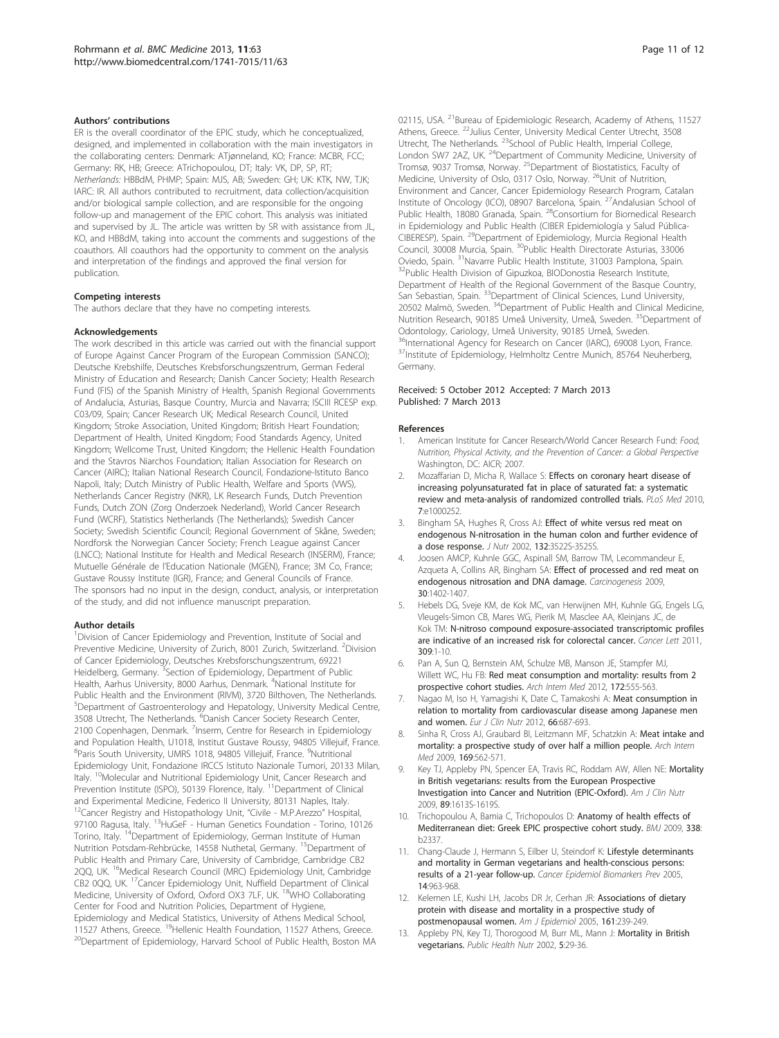### Authors' contributions

ER is the overall coordinator of the EPIC study, which he conceptualized, designed, and implemented in collaboration with the main investigators in the collaborating centers: Denmark: ATjønneland, KO; France: MCBR, FCC; Germany: RK, HB; Greece: ATrichopoulou, DT; Italy: VK, DP, SP, RT; *Netherlands:* HBBdM, PHMP; Spain: MJS, AB; Sweden: GH; UK: KTK, NW, TJK; IARC: IR. All authors contributed to recruitment, data collection/acquisition and/or biological sample collection, and are responsible for the ongoing follow-up and management of the EPIC cohort. This analysis was initiated and supervised by JL. The article was written by SR with assistance from JL, KO, and HBBdM, taking into account the comments and suggestions of the coauthors. All coauthors had the opportunity to comment on the analysis and interpretation of the findings and approved the final version for publication.

### Competing interests

The authors declare that they have no competing interests.

### Acknowledgements

The work described in this article was carried out with the financial support of Europe Against Cancer Program of the European Commission (SANCO); Deutsche Krebshilfe, Deutsches Krebsforschungszentrum, German Federal Ministry of Education and Research; Danish Cancer Society; Health Research Fund (FIS) of the Spanish Ministry of Health, Spanish Regional Governments of Andalucia, Asturias, Basque Country, Murcia and Navarra; ISCIII RCESP exp. C03/09, Spain; Cancer Research UK; Medical Research Council, United Kingdom; Stroke Association, United Kingdom; British Heart Foundation; Department of Health, United Kingdom; Food Standards Agency, United Kingdom; Wellcome Trust, United Kingdom; the Hellenic Health Foundation and the Stavros Niarchos Foundation; Italian Association for Research on Cancer (AIRC); Italian National Research Council, Fondazione-Istituto Banco Napoli, Italy; Dutch Ministry of Public Health, Welfare and Sports (VWS), Netherlands Cancer Registry (NKR), LK Research Funds, Dutch Prevention Funds, Dutch ZON (Zorg Onderzoek Nederland), World Cancer Research Fund (WCRF), Statistics Netherlands (The Netherlands); Swedish Cancer Society; Swedish Scientific Council; Regional Government of Skåne, Sweden; Nordforsk the Norwegian Cancer Society; French League against Cancer (LNCC); National Institute for Health and Medical Research (INSERM), France; Mutuelle Générale de l'Education Nationale (MGEN), France; 3M Co, France; Gustave Roussy Institute (IGR), France; and General Councils of France. The sponsors had no input in the design, conduct, analysis, or interpretation of the study, and did not influence manuscript preparation.

### Author details

[1]Division of Cancer Epidemiology and Prevention, Institute of Social and Preventive Medicine, University of Zurich, 8001 Zurich, Switzerland. [2]Division of Cancer Epidemiology, Deutsches Krebsforschungszentrum, 69221 Heidelberg, Germany. [3]Section of Epidemiology, Department of Public Health, Aarhus University, 8000 Aarhus, Denmark. [4]National Institute for Public Health and the Environment (RIVM), 3720 Bilthoven, The Netherlands. [5]Department of Gastroenterology and Hepatology, University Medical Centre, 3508 Utrecht, The Netherlands. [6]Danish Cancer Society Research Center, 2100 Copenhagen, Denmark. [7]Inserm, Centre for Research in Epidemiology and Population Health, U1018, Institut Gustave Roussy, 94805 Villejuif, France. [8]Paris South University, UMRS 1018, 94805 Villejuif, France. [9]Nutritional Epidemiology Unit, Fondazione IRCCS Istituto Nazionale Tumori, 20133 Milan, Italy. [10]Molecular and Nutritional Epidemiology Unit, Cancer Research and Prevention Institute (ISPO), 50139 Florence, Italy. [11]Department of Clinical and Experimental Medicine, Federico II University, 80131 Naples, Italy. [12]Cancer Registry and Histopathology Unit, "Civile - M.P.Arezzo" Hospital, 97100 Ragusa, Italy. [13]HuGeF - Human Genetics Foundation - Torino, 10126 Torino, Italy. [14]Department of Epidemiology, German Institute of Human Nutrition Potsdam-Rehbrücke, 14558 Nuthetal, Germany. [15]Department of Public Health and Primary Care, University of Cambridge, Cambridge CB2 2QQ, UK. [16]Medical Research Council (MRC) Epidemiology Unit, Cambridge CB2 0QQ, UK. [17]Cancer Epidemiology Unit, Nuffield Department of Clinical Medicine, University of Oxford, Oxford OX3 7LF, UK. [18]WHO Collaborating Center for Food and Nutrition Policies, Department of Hygiene, Epidemiology and Medical Statistics, University of Athens Medical School, 11527 Athens, Greece. [19]Hellenic Health Foundation, 11527 Athens, Greece. [20]Department of Epidemiology, Harvard School of Public Health, Boston MA 02115, USA. [21]Bureau of Epidemiologic Research, Academy of Athens, 11527 Athens, Greece. [22]Julius Center, University Medical Center Utrecht, 3508 Utrecht, The Netherlands. [23]School of Public Health, Imperial College, London SW7 2AZ, UK. [24]Department of Community Medicine, University of Tromsø, 9037 Tromsø, Norway. [25]Department of Biostatistics, Faculty of Medicine, University of Oslo, 0317 Oslo, Norway. [26]Unit of Nutrition, Environment and Cancer, Cancer Epidemiology Research Program, Catalan Institute of Oncology (ICO), 08907 Barcelona, Spain. [27]Andalusian School of Public Health, 18080 Granada, Spain. [28]Consortium for Biomedical Research in Epidemiology and Public Health (CIBER Epidemiología y Salud Pública-CIBERESP), Spain. [29]Department of Epidemiology, Murcia Regional Health Council, 30008 Murcia, Spain. [30]Public Health Directorate Asturias, 33006 Oviedo, Spain. [31]Navarre Public Health Institute, 31003 Pamplona, Spain. [32]Public Health Division of Gipuzkoa, BIODonostia Research Institute, Department of Health of the Regional Government of the Basque Country, San Sebastian, Spain. [33]Department of Clinical Sciences, Lund University, 20502 Malmö, Sweden. [34]Department of Public Health and Clinical Medicine, Nutrition Research, 90185 Umeå University, Umeå, Sweden. [35]Department of Odontology, Cariology, Umeå University, 90185 Umeå, Sweden. [36]International Agency for Research on Cancer (IARC), 69008 Lyon, France. [37]Institute of Epidemiology, Helmholtz Centre Munich, 85764 Neuherberg, Germany.

Received: 5 October 2012 Accepted: 7 March 2013
Published: 7 March 2013

### References

1. American Institute for Cancer Research/World Cancer Research Fund: *Food, Nutrition, Physical Activity, and the Prevention of Cancer: a Global Perspective* Washington, DC: AICR; 2007.
2. Mozaffarian D, Micha R, Wallace S: **Effects on coronary heart disease of increasing polyunsaturated fat in place of saturated fat: a systematic review and meta-analysis of randomized controlled trials.** *PLoS Med* 2010, **7**:e1000252.
3. Bingham SA, Hughes R, Cross AJ: **Effect of white versus red meat on endogenous N-nitrosation in the human colon and further evidence of a dose response.** *J Nutr* 2002, **132**:3522S-3525S.
4. Joosen AMCP, Kuhnle GGC, Aspinall SM, Barrow TM, Lecommandeur E, Azqueta A, Collins AR, Bingham SA: **Effect of processed and red meat on endogenous nitrosation and DNA damage.** *Carcinogenesis* 2009, **30**:1402-1407.
5. Hebels DG, Sveje KM, de Kok MC, van Herwijnen MH, Kuhnle GG, Engels LG, Vleugels-Simon CB, Mares WG, Pierik M, Masclee AA, Kleinjans JC, de Kok TM: **N-nitroso compound exposure-associated transcriptomic profiles are indicative of an increased risk for colorectal cancer.** *Cancer Lett* 2011, **309**:1-10.
6. Pan A, Sun Q, Bernstein AM, Schulze MB, Manson JE, Stampfer MJ, Willett WC, Hu FB: **Red meat consumption and mortality: results from 2 prospective cohort studies.** *Arch Intern Med* 2012, **172**:555-563.
7. Nagao M, Iso H, Yamagishi K, Date C, Tamakoshi A: **Meat consumption in relation to mortality from cardiovascular disease among Japanese men and women.** *Eur J Clin Nutr* 2012, **66**:687-693.
8. Sinha R, Cross AJ, Graubard BI, Leitzmann MF, Schatzkin A: **Meat intake and mortality: a prospective study of over half a million people.** *Arch Intern Med* 2009, **169**:562-571.
9. Key TJ, Appleby PN, Spencer EA, Travis RC, Roddam AW, Allen NE: **Mortality in British vegetarians: results from the European Prospective Investigation into Cancer and Nutrition (EPIC-Oxford).** *Am J Clin Nutr* 2009, **89**:1613S-1619S.
10. Trichopoulou A, Bamia C, Trichopoulos D: **Anatomy of health effects of Mediterranean diet: Greek EPIC prospective cohort study.** *BMJ* 2009, **338**: b2337.
11. Chang-Claude J, Hermann S, Eilber U, Steindorf K: **Lifestyle determinants and mortality in German vegetarians and health-conscious persons: results of a 21-year follow-up.** *Cancer Epidemiol Biomarkers Prev* 2005, **14**:963-968.
12. Kelemen LE, Kushi LH, Jacobs DR Jr, Cerhan JR: **Associations of dietary protein with disease and mortality in a prospective study of postmenopausal women.** *Am J Epidemiol* 2005, **161**:239-249.
13. Appleby PN, Key TJ, Thorogood M, Burr ML, Mann J: **Mortality in British vegetarians.** *Public Health Nutr* 2002, **5**:29-36.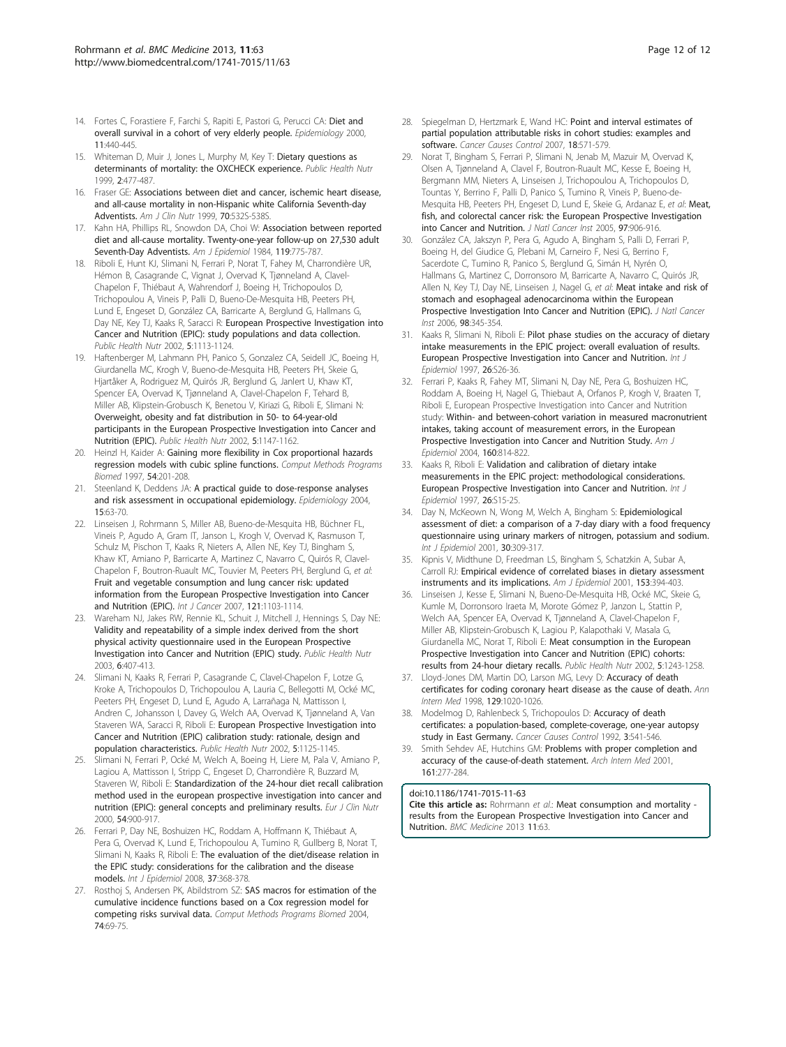14. Fortes C, Forastiere F, Farchi S, Rapiti E, Pastori G, Perucci CA: **Diet and overall survival in a cohort of very elderly people.** *Epidemiology* 2000, **11**:440-445.
15. Whiteman D, Muir J, Jones L, Murphy M, Key T: **Dietary questions as determinants of mortality: the OXCHECK experience.** *Public Health Nutr* 1999, **2**:477-487.
16. Fraser GE: **Associations between diet and cancer, ischemic heart disease, and all-cause mortality in non-Hispanic white California Seventh-day Adventists.** *Am J Clin Nutr* 1999, **70**:532S-538S.
17. Kahn HA, Phillips RL, Snowdon DA, Choi W: **Association between reported diet and all-cause mortality. Twenty-one-year follow-up on 27,530 adult Seventh-Day Adventists.** *Am J Epidemiol* 1984, **119**:775-787.
18. Riboli E, Hunt KJ, Slimani N, Ferrari P, Norat T, Fahey M, Charrondière UR, Hémon B, Casagrande C, Vignat J, Overvad K, Tjønneland A, Clavel-Chapelon F, Thiébaut A, Wahrendorf J, Boeing H, Trichopoulos D, Trichopoulou A, Vineis P, Palli D, Bueno-De-Mesquita HB, Peeters PH, Lund E, Engeset D, González CA, Barricarte A, Berglund G, Hallmans G, Day NE, Key TJ, Kaaks R, Saracci R: **European Prospective Investigation into Cancer and Nutrition (EPIC): study populations and data collection.** *Public Health Nutr* 2002, **5**:1113-1124.
19. Haftenberger M, Lahmann PH, Panico S, Gonzalez CA, Seidell JC, Boeing H, Giurdanella MC, Krogh V, Bueno-de-Mesquita HB, Peeters PH, Skeie G, Hjartåker A, Rodriguez M, Quirós JR, Berglund G, Janlert U, Khaw KT, Spencer EA, Overvad K, Tjønneland A, Clavel-Chapelon F, Tehard B, Miller AB, Klipstein-Grobusch K, Benetou V, Kiriazi G, Riboli E, Slimani N: **Overweight, obesity and fat distribution in 50- to 64-year-old participants in the European Prospective Investigation into Cancer and Nutrition (EPIC).** *Public Health Nutr* 2002, **5**:1147-1162.
20. Heinzl H, Kaider A: **Gaining more flexibility in Cox proportional hazards regression models with cubic spline functions.** *Comput Methods Programs Biomed* 1997, **54**:201-208.
21. Steenland K, Deddens JA: **A practical guide to dose-response analyses and risk assessment in occupational epidemiology.** *Epidemiology* 2004, **15**:63-70.
22. Linseisen J, Rohrmann S, Miller AB, Bueno-de-Mesquita HB, Büchner FL, Vineis P, Agudo A, Gram IT, Janson L, Krogh V, Overvad K, Rasmuson T, Schulz M, Pischon T, Kaaks R, Nieters A, Allen NE, Key TJ, Bingham S, Khaw KT, Amiano P, Barricarte A, Martinez C, Navarro C, Quirós R, Clavel-Chapelon F, Boutron-Ruault MC, Touvier M, Peeters PH, Berglund G, *et al*: **Fruit and vegetable consumption and lung cancer risk: updated information from the European Prospective Investigation into Cancer and Nutrition (EPIC).** *Int J Cancer* 2007, **121**:1103-1114.
23. Wareham NJ, Jakes RW, Rennie KL, Schuit J, Mitchell J, Hennings S, Day NE: **Validity and repeatability of a simple index derived from the short physical activity questionnaire used in the European Prospective Investigation into Cancer and Nutrition (EPIC) study.** *Public Health Nutr* 2003, **6**:407-413.
24. Slimani N, Kaaks R, Ferrari P, Casagrande C, Clavel-Chapelon F, Lotze G, Kroke A, Trichopoulos D, Trichopoulou A, Lauria C, Bellegotti M, Ocké MC, Peeters PH, Engeset D, Lund E, Agudo A, Larrañaga N, Mattisson I, Andren C, Johansson I, Davey G, Welch AA, Overvad K, Tjønneland A, Van Staveren WA, Saracci R, Riboli E: **European Prospective Investigation into Cancer and Nutrition (EPIC) calibration study: rationale, design and population characteristics.** *Public Health Nutr* 2002, **5**:1125-1145.
25. Slimani N, Ferrari P, Ocké M, Welch A, Boeing H, Liere M, Pala V, Amiano P, Lagiou A, Mattisson I, Stripp C, Engeset D, Charrondière R, Buzzard M, Staveren W, Riboli E: **Standardization of the 24-hour diet recall calibration method used in the european prospective investigation into cancer and nutrition (EPIC): general concepts and preliminary results.** *Eur J Clin Nutr* 2000, **54**:900-917.
26. Ferrari P, Day NE, Boshuizen HC, Roddam A, Hoffmann K, Thiébaut A, Pera G, Overvad K, Lund E, Trichopoulou A, Tumino R, Gullberg B, Norat T, Slimani N, Kaaks R, Riboli E: **The evaluation of the diet/disease relation in the EPIC study: considerations for the calibration and the disease models.** *Int J Epidemiol* 2008, **37**:368-378.
27. Rosthoj S, Andersen PK, Abildstrom SZ: **SAS macros for estimation of the cumulative incidence functions based on a Cox regression model for competing risks survival data.** *Comput Methods Programs Biomed* 2004, **74**:69-75.
28. Spiegelman D, Hertzmark E, Wand HC: **Point and interval estimates of partial population attributable risks in cohort studies: examples and software.** *Cancer Causes Control* 2007, **18**:571-579.
29. Norat T, Bingham S, Ferrari P, Slimani N, Jenab M, Mazuir M, Overvad K, Olsen A, Tjønneland A, Clavel F, Boutron-Ruault MC, Kesse E, Boeing H, Bergmann MM, Nieters A, Linseisen J, Trichopoulou A, Trichopoulos D, Tountas Y, Berrino F, Palli D, Panico S, Tumino R, Vineis P, Bueno-de-Mesquita HB, Peeters PH, Engeset D, Lund E, Skeie G, Ardanaz E, *et al*: **Meat, fish, and colorectal cancer risk: the European Prospective Investigation into Cancer and Nutrition.** *J Natl Cancer Inst* 2005, **97**:906-916.
30. González CA, Jakszyn P, Pera G, Agudo A, Bingham S, Palli D, Ferrari P, Boeing H, del Giudice G, Plebani M, Carneiro F, Nesi G, Berrino F, Sacerdote C, Tumino R, Panico S, Berglund G, Simán H, Nyrén O, Hallmans G, Martinez C, Dorronsoro M, Barricarte A, Navarro C, Quirós JR, Allen N, Key TJ, Day NE, Linseisen J, Nagel G, *et al*: **Meat intake and risk of stomach and esophageal adenocarcinoma within the European Prospective Investigation Into Cancer and Nutrition (EPIC).** *J Natl Cancer Inst* 2006, **98**:345-354.
31. Kaaks R, Slimani N, Riboli E: **Pilot phase studies on the accuracy of dietary intake measurements in the EPIC project: overall evaluation of results. European Prospective Investigation into Cancer and Nutrition.** *Int J Epidemiol* 1997, **26**:S26-36.
32. Ferrari P, Kaaks R, Fahey MT, Slimani N, Day NE, Pera G, Boshuizen HC, Roddam A, Boeing H, Nagel G, Thiebaut A, Orfanos P, Krogh V, Braaten T, Riboli E, European Prospective Investigation into Cancer and Nutrition study: **Within- and between-cohort variation in measured macronutrient intakes, taking account of measurement errors, in the European Prospective Investigation into Cancer and Nutrition Study.** *Am J Epidemiol* 2004, **160**:814-822.
33. Kaaks R, Riboli E: **Validation and calibration of dietary intake measurements in the EPIC project: methodological considerations. European Prospective Investigation into Cancer and Nutrition.** *Int J Epidemiol* 1997, **26**:S15-25.
34. Day N, McKeown N, Wong M, Welch A, Bingham S: **Epidemiological assessment of diet: a comparison of a 7-day diary with a food frequency questionnaire using urinary markers of nitrogen, potassium and sodium.** *Int J Epidemiol* 2001, **30**:309-317.
35. Kipnis V, Midthune D, Freedman LS, Bingham S, Schatzkin A, Subar A, Carroll RJ: **Empirical evidence of correlated biases in dietary assessment instruments and its implications.** *Am J Epidemiol* 2001, **153**:394-403.
36. Linseisen J, Kesse E, Slimani N, Bueno-De-Mesquita HB, Ocké MC, Skeie G, Kumle M, Dorronsoro Iraeta M, Morote Gómez P, Janzon L, Stattin P, Welch AA, Spencer EA, Overvad K, Tjønneland A, Clavel-Chapelon F, Miller AB, Klipstein-Grobusch K, Lagiou P, Kalapothaki V, Masala G, Giurdanella MC, Norat T, Riboli E: **Meat consumption in the European Prospective Investigation into Cancer and Nutrition (EPIC) cohorts: results from 24-hour dietary recalls.** *Public Health Nutr* 2002, **5**:1243-1258.
37. Lloyd-Jones DM, Martin DO, Larson MG, Levy D: **Accuracy of death certificates for coding coronary heart disease as the cause of death.** *Ann Intern Med* 1998, **129**:1020-1026.
38. Modelmog D, Rahlenbeck S, Trichopoulos D: **Accuracy of death certificates: a population-based, complete-coverage, one-year autopsy study in East Germany.** *Cancer Causes Control* 1992, **3**:541-546.
39. Smith Sehdev AE, Hutchins GM: **Problems with proper completion and accuracy of the cause-of-death statement.** *Arch Intern Med* 2001, **161**:277-284.

doi:10.1186/1741-7015-11-63

**Cite this article as:** Rohrmann *et al.*: Meat consumption and mortality - results from the European Prospective Investigation into Cancer and Nutrition. *BMC Medicine* 2013 **11**:63.